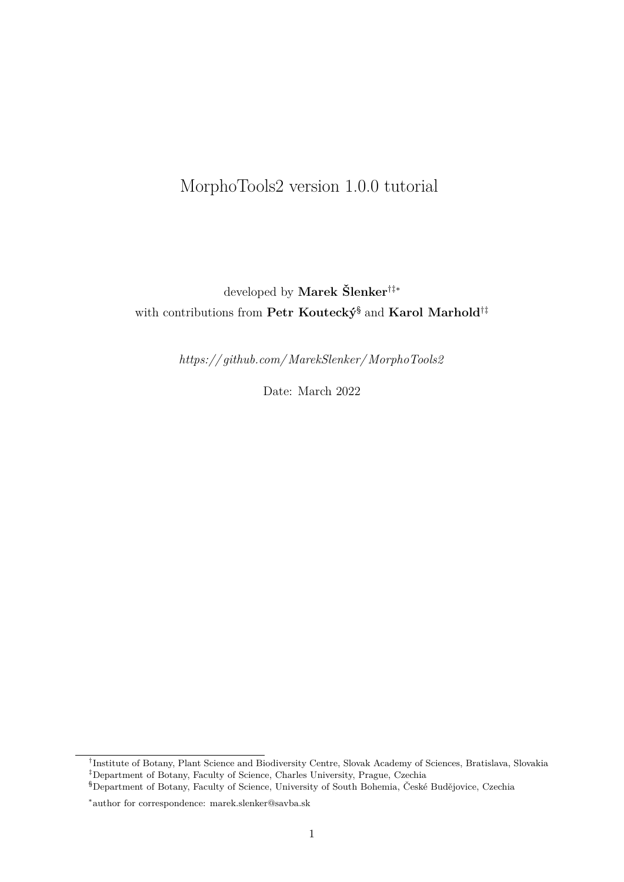# MorphoTools2 version 1.0.0 tutorial

developed by **Marek Šlenker**[†‡*]
with contributions from **Petr Koutecký**[§] and **Karol Marhold**[†‡]

*https://github.com/MarekSlenker/MorphoTools2*

Date: March 2022

---

[†] Institute of Botany, Plant Science and Biodiversity Centre, Slovak Academy of Sciences, Bratislava, Slovakia

[‡] Department of Botany, Faculty of Science, Charles University, Prague, Czechia

[§] Department of Botany, Faculty of Science, University of South Bohemia, České Budějovice, Czechia

[*] author for correspondence: marek.slenker@savba.sk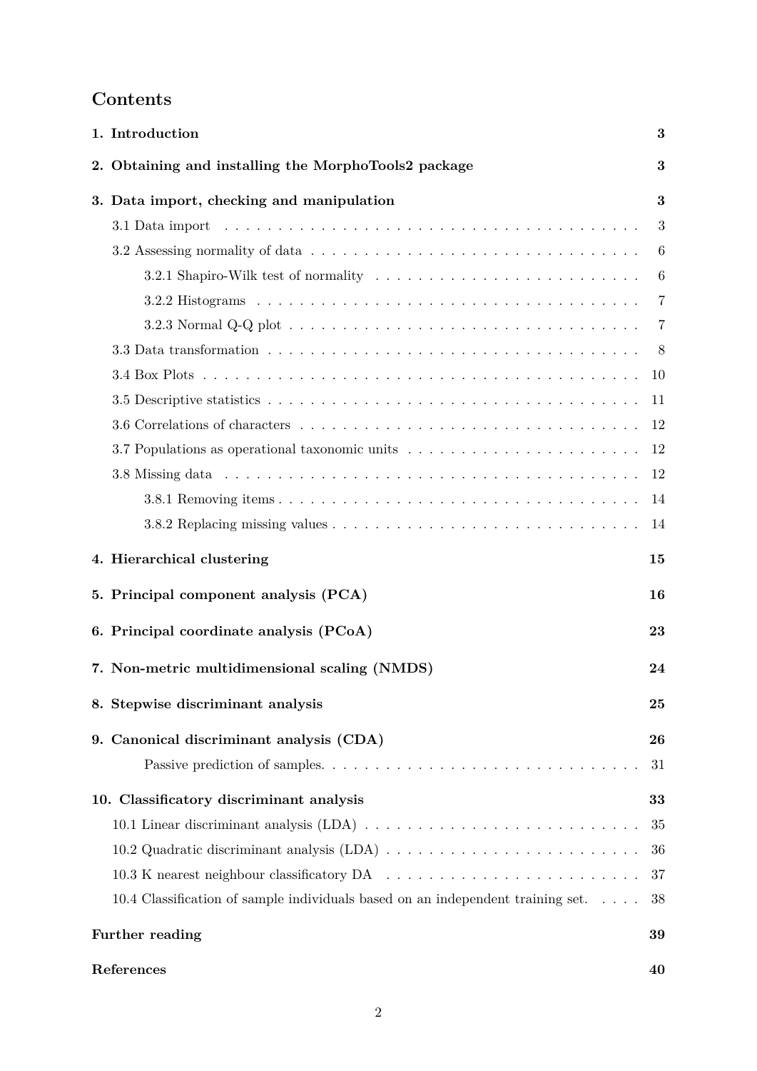# Contents

**1. Introduction** — 3

**2. Obtaining and installing the MorphoTools2 package** — 3

**3. Data import, checking and manipulation** — 3

- 3.1 Data import — 3
- 3.2 Assessing normality of data — 6
  - 3.2.1 Shapiro-Wilk test of normality — 6
  - 3.2.2 Histograms — 7
  - 3.2.3 Normal Q-Q plot — 7
- 3.3 Data transformation — 8
- 3.4 Box Plots — 10
- 3.5 Descriptive statistics — 11
- 3.6 Correlations of characters — 12
- 3.7 Populations as operational taxonomic units — 12
- 3.8 Missing data — 12
  - 3.8.1 Removing items — 14
  - 3.8.2 Replacing missing values — 14

**4. Hierarchical clustering** — 15

**5. Principal component analysis (PCA)** — 16

**6. Principal coordinate analysis (PCoA)** — 23

**7. Non-metric multidimensional scaling (NMDS)** — 24

**8. Stepwise discriminant analysis** — 25

**9. Canonical discriminant analysis (CDA)** — 26

- Passive prediction of samples. — 31

**10. Classificatory discriminant analysis** — 33

- 10.1 Linear discriminant analysis (LDA) — 35
- 10.2 Quadratic discriminant analysis (LDA) — 36
- 10.3 K nearest neighbour classificatory DA — 37
- 10.4 Classification of sample individuals based on an independent training set. — 38

**Further reading** — 39

**References** — 40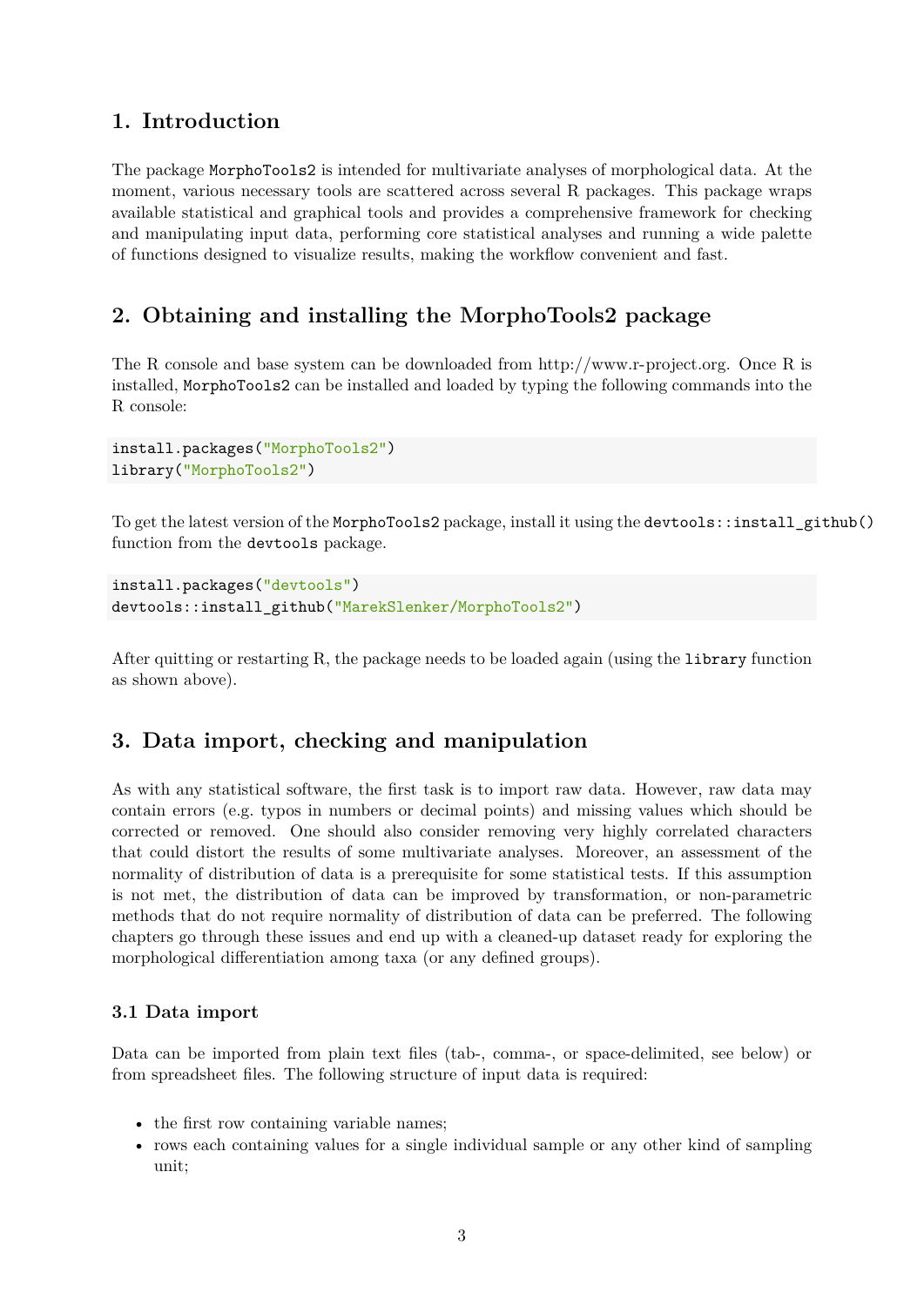## 1. Introduction

The package `MorphoTools2` is intended for multivariate analyses of morphological data. At the moment, various necessary tools are scattered across several R packages. This package wraps available statistical and graphical tools and provides a comprehensive framework for checking and manipulating input data, performing core statistical analyses and running a wide palette of functions designed to visualize results, making the workflow convenient and fast.

## 2. Obtaining and installing the MorphoTools2 package

The R console and base system can be downloaded from http://www.r-project.org. Once R is installed, `MorphoTools2` can be installed and loaded by typing the following commands into the R console:

```
install.packages("MorphoTools2")
library("MorphoTools2")
```

To get the latest version of the `MorphoTools2` package, install it using the `devtools::install_github()` function from the `devtools` package.

```
install.packages("devtools")
devtools::install_github("MarekSlenker/MorphoTools2")
```

After quitting or restarting R, the package needs to be loaded again (using the `library` function as shown above).

## 3. Data import, checking and manipulation

As with any statistical software, the first task is to import raw data. However, raw data may contain errors (e.g. typos in numbers or decimal points) and missing values which should be corrected or removed. One should also consider removing very highly correlated characters that could distort the results of some multivariate analyses. Moreover, an assessment of the normality of distribution of data is a prerequisite for some statistical tests. If this assumption is not met, the distribution of data can be improved by transformation, or non-parametric methods that do not require normality of distribution of data can be preferred. The following chapters go through these issues and end up with a cleaned-up dataset ready for exploring the morphological differentiation among taxa (or any defined groups).

### 3.1 Data import

Data can be imported from plain text files (tab-, comma-, or space-delimited, see below) or from spreadsheet files. The following structure of input data is required:

- the first row containing variable names;
- rows each containing values for a single individual sample or any other kind of sampling unit;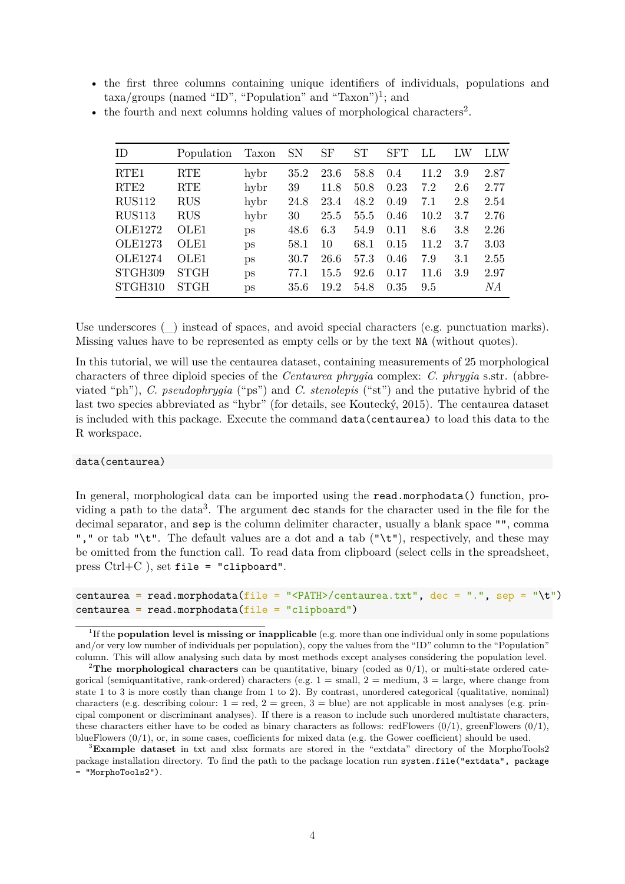- the first three columns containing unique identifiers of individuals, populations and taxa/groups (named “ID”, “Population” and “Taxon”)[1]; and
- the fourth and next columns holding values of morphological characters[2].

| ID | Population | Taxon | SN | SF | ST | SFT | LL | LW | LLW |
|---|---|---|---|---|---|---|---|---|---|
| RTE1 | RTE | hybr | 35.2 | 23.6 | 58.8 | 0.4 | 11.2 | 3.9 | 2.87 |
| RTE2 | RTE | hybr | 39 | 11.8 | 50.8 | 0.23 | 7.2 | 2.6 | 2.77 |
| RUS112 | RUS | hybr | 24.8 | 23.4 | 48.2 | 0.49 | 7.1 | 2.8 | 2.54 |
| RUS113 | RUS | hybr | 30 | 25.5 | 55.5 | 0.46 | 10.2 | 3.7 | 2.76 |
| OLE1272 | OLE1 | ps | 48.6 | 6.3 | 54.9 | 0.11 | 8.6 | 3.8 | 2.26 |
| OLE1273 | OLE1 | ps | 58.1 | 10 | 68.1 | 0.15 | 11.2 | 3.7 | 3.03 |
| OLE1274 | OLE1 | ps | 30.7 | 26.6 | 57.3 | 0.46 | 7.9 | 3.1 | 2.55 |
| STGH309 | STGH | ps | 77.1 | 15.5 | 92.6 | 0.17 | 11.6 | 3.9 | 2.97 |
| STGH310 | STGH | ps | 35.6 | 19.2 | 54.8 | 0.35 | 9.5 | | *NA* |

Use underscores (_) instead of spaces, and avoid special characters (e.g. punctuation marks). Missing values have to be represented as empty cells or by the text `NA` (without quotes).

In this tutorial, we will use the centaurea dataset, containing measurements of 25 morphological characters of three diploid species of the *Centaurea phrygia* complex: *C. phrygia* s.str. (abbreviated “ph”), *C. pseudophrygia* (“ps”) and *C. stenolepis* (“st”) and the putative hybrid of the last two species abbreviated as “hybr” (for details, see Koutecký, 2015). The centaurea dataset is included with this package. Execute the command `data(centaurea)` to load this data to the R workspace.

```
data(centaurea)
```

In general, morphological data can be imported using the `read.morphodata()` function, providing a path to the data[3]. The argument `dec` stands for the character used in the file for the decimal separator, and `sep` is the column delimiter character, usually a blank space `""`, comma `","` or tab `"\t"`. The default values are a dot and a tab (`"\t"`), respectively, and these may be omitted from the function call. To read data from clipboard (select cells in the spreadsheet, press Ctrl+C ), set `file = "clipboard"`.

```
centaurea = read.morphodata(file = "<PATH>/centaurea.txt", dec = ".", sep = "\t")
centaurea = read.morphodata(file = "clipboard")
```

[1] If the **population level is missing or inapplicable** (e.g. more than one individual only in some populations and/or very low number of individuals per population), copy the values from the “ID” column to the “Population” column. This will allow analysing such data by most methods except analyses considering the population level.

[2] **The morphological characters** can be quantitative, binary (coded as 0/1), or multi-state ordered categorical (semiquantitative, rank-ordered) characters (e.g. 1 = small, 2 = medium, 3 = large, where change from state 1 to 3 is more costly than change from 1 to 2). By contrast, unordered categorical (qualitative, nominal) characters (e.g. describing colour: 1 = red, 2 = green, 3 = blue) are not applicable in most analyses (e.g. principal component or discriminant analyses). If there is a reason to include such unordered multistate characters, these characters either have to be coded as binary characters as follows: redFlowers (0/1), greenFlowers (0/1), blueFlowers (0/1), or, in some cases, coefficients for mixed data (e.g. the Gower coefficient) should be used.

[3] **Example dataset** in txt and xlsx formats are stored in the “extdata” directory of the MorphoTools2 package installation directory. To find the path to the package location run `system.file("extdata", package = "MorphoTools2")`.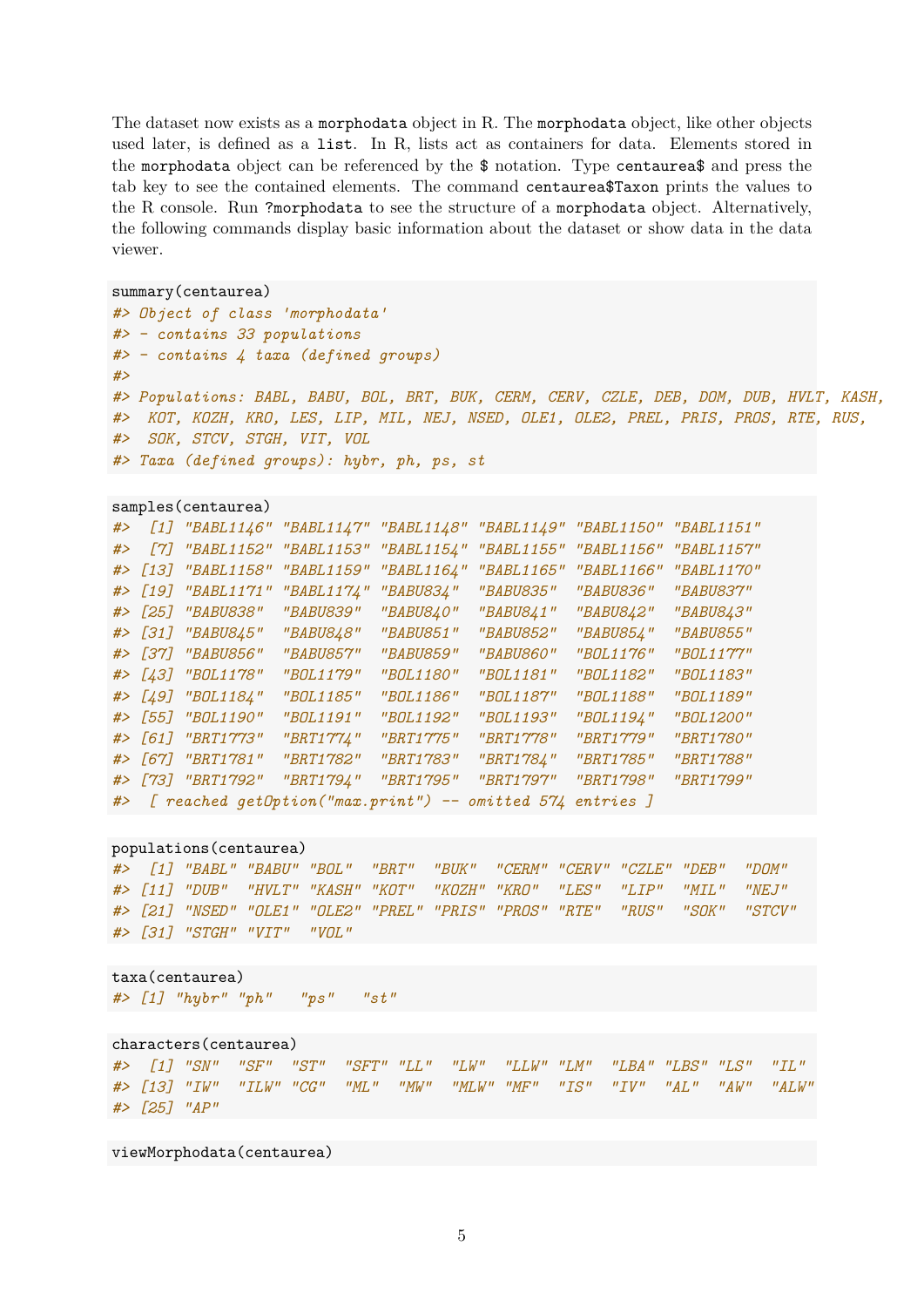The dataset now exists as a `morphodata` object in R. The `morphodata` object, like other objects used later, is defined as a `list`. In R, lists act as containers for data. Elements stored in the `morphodata` object can be referenced by the `$` notation. Type `centaurea$` and press the tab key to see the contained elements. The command `centaurea$Taxon` prints the values to the R console. Run `?morphodata` to see the structure of a `morphodata` object. Alternatively, the following commands display basic information about the dataset or show data in the data viewer.

```
summary(centaurea)
#> Object of class 'morphodata'
#> - contains 33 populations
#> - contains 4 taxa (defined groups)
#>
#> Populations: BABL, BABU, BOL, BRT, BUK, CERM, CERV, CZLE, DEB, DOM, DUB, HVLT, KASH,
#>  KOT, KOZH, KRO, LES, LIP, MIL, NEJ, NSED, OLE1, OLE2, PREL, PRIS, PROS, RTE, RUS,
#>  SOK, STCV, STGH, VIT, VOL
#> Taxa (defined groups): hybr, ph, ps, st
```

```
samples(centaurea)
#>  [1] "BABL1146" "BABL1147" "BABL1148" "BABL1149" "BABL1150" "BABL1151"
#>  [7] "BABL1152" "BABL1153" "BABL1154" "BABL1155" "BABL1156" "BABL1157"
#> [13] "BABL1158" "BABL1159" "BABL1164" "BABL1165" "BABL1166" "BABL1170"
#> [19] "BABL1171" "BABL1174" "BABU834"  "BABU835"  "BABU836"  "BABU837"
#> [25] "BABU838"  "BABU839"  "BABU840"  "BABU841"  "BABU842"  "BABU843"
#> [31] "BABU845"  "BABU848"  "BABU851"  "BABU852"  "BABU854"  "BABU855"
#> [37] "BABU856"  "BABU857"  "BABU859"  "BABU860"  "BOL1176"  "BOL1177"
#> [43] "BOL1178"  "BOL1179"  "BOL1180"  "BOL1181"  "BOL1182"  "BOL1183"
#> [49] "BOL1184"  "BOL1185"  "BOL1186"  "BOL1187"  "BOL1188"  "BOL1189"
#> [55] "BOL1190"  "BOL1191"  "BOL1192"  "BOL1193"  "BOL1194"  "BOL1200"
#> [61] "BRT1773"  "BRT1774"  "BRT1775"  "BRT1778"  "BRT1779"  "BRT1780"
#> [67] "BRT1781"  "BRT1782"  "BRT1783"  "BRT1784"  "BRT1785"  "BRT1788"
#> [73] "BRT1792"  "BRT1794"  "BRT1795"  "BRT1797"  "BRT1798"  "BRT1799"
#>  [ reached getOption("max.print") -- omitted 574 entries ]
```

```
populations(centaurea)
#>  [1] "BABL" "BABU" "BOL"  "BRT"  "BUK"  "CERM" "CERV" "CZLE" "DEB"  "DOM"
#> [11] "DUB"  "HVLT" "KASH" "KOT"  "KOZH" "KRO"  "LES"  "LIP"  "MIL"  "NEJ"
#> [21] "NSED" "OLE1" "OLE2" "PREL" "PRIS" "PROS" "RTE"  "RUS"  "SOK"  "STCV"
#> [31] "STGH" "VIT"  "VOL"
```

```
taxa(centaurea)
#> [1] "hybr" "ph"   "ps"   "st"
```

```
characters(centaurea)
#>  [1] "SN"  "SF"  "ST"  "SFT" "LL"  "LW"  "LLW" "LM"  "LBA" "LBS" "LS"  "IL"
#> [13] "IW"  "ILW" "CG"  "ML"  "MW"  "MLW" "MF"  "IS"  "IV"  "AL"  "AW"  "ALW"
#> [25] "AP"
```

```
viewMorphodata(centaurea)
```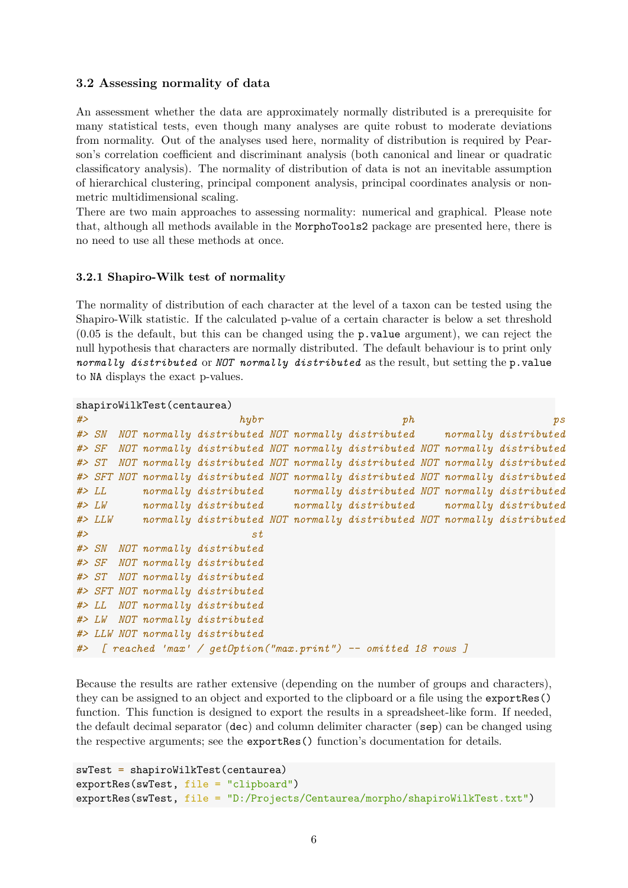### 3.2 Assessing normality of data

An assessment whether the data are approximately normally distributed is a prerequisite for many statistical tests, even though many analyses are quite robust to moderate deviations from normality. Out of the analyses used here, normality of distribution is required by Pearson's correlation coefficient and discriminant analysis (both canonical and linear or quadratic classificatory analysis). The normality of distribution of data is not an inevitable assumption of hierarchical clustering, principal component analysis, principal coordinates analysis or non-metric multidimensional scaling.

There are two main approaches to assessing normality: numerical and graphical. Please note that, although all methods available in the `MorphoTools2` package are presented here, there is no need to use all these methods at once.

#### 3.2.1 Shapiro-Wilk test of normality

The normality of distribution of each character at the level of a taxon can be tested using the Shapiro-Wilk statistic. If the calculated p-value of a certain character is below a set threshold (0.05 is the default, but this can be changed using the `p.value` argument), we can reject the null hypothesis that characters are normally distributed. The default behaviour is to print only *`normally distributed`* or *`NOT normally distributed`* as the result, but setting the `p.value` to `NA` displays the exact p-values.

```
shapiroWilkTest(centaurea)
#>                         hybr                       ph                       ps
#> SN  NOT normally distributed NOT normally distributed     normally distributed
#> SF  NOT normally distributed NOT normally distributed NOT normally distributed
#> ST  NOT normally distributed NOT normally distributed NOT normally distributed
#> SFT NOT normally distributed NOT normally distributed NOT normally distributed
#> LL      normally distributed     normally distributed NOT normally distributed
#> LW      normally distributed     normally distributed     normally distributed
#> LLW     normally distributed NOT normally distributed NOT normally distributed
#>                           st
#> SN  NOT normally distributed
#> SF  NOT normally distributed
#> ST  NOT normally distributed
#> SFT NOT normally distributed
#> LL  NOT normally distributed
#> LW  NOT normally distributed
#> LLW NOT normally distributed
#>  [ reached 'max' / getOption("max.print") -- omitted 18 rows ]
```

Because the results are rather extensive (depending on the number of groups and characters), they can be assigned to an object and exported to the clipboard or a file using the `exportRes()` function. This function is designed to export the results in a spreadsheet-like form. If needed, the default decimal separator (`dec`) and column delimiter character (`sep`) can be changed using the respective arguments; see the `exportRes()` function's documentation for details.

```
swTest = shapiroWilkTest(centaurea)
exportRes(swTest, file = "clipboard")
exportRes(swTest, file = "D:/Projects/Centaurea/morpho/shapiroWilkTest.txt")
```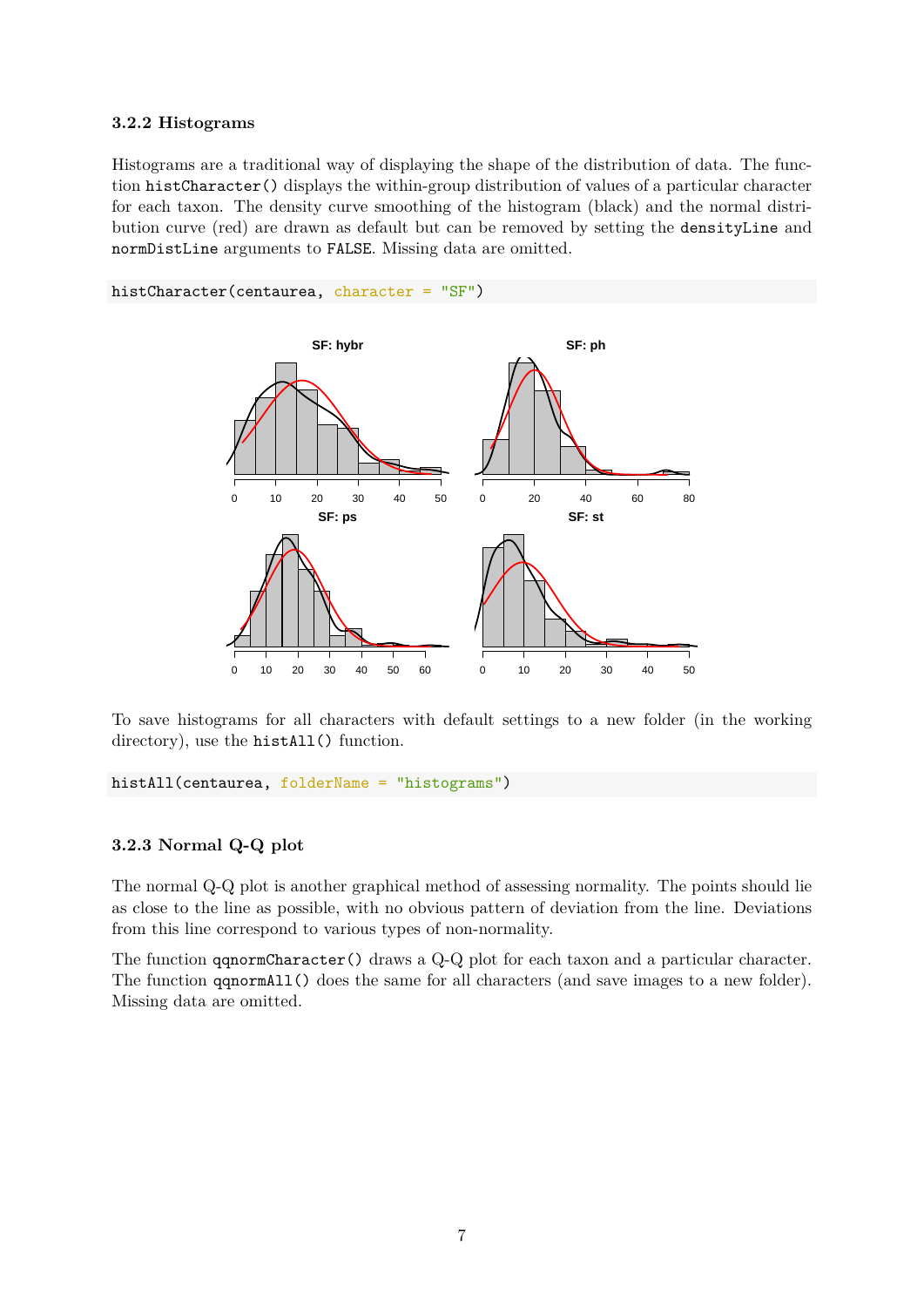### 3.2.2 Histograms

Histograms are a traditional way of displaying the shape of the distribution of data. The function `histCharacter()` displays the within-group distribution of values of a particular character for each taxon. The density curve smoothing of the histogram (black) and the normal distribution curve (red) are drawn as default but can be removed by setting the `densityLine` and `normDistLine` arguments to `FALSE`. Missing data are omitted.

```
histCharacter(centaurea, character = "SF")
```

To save histograms for all characters with default settings to a new folder (in the working directory), use the `histAll()` function.

```
histAll(centaurea, folderName = "histograms")
```

### 3.2.3 Normal Q-Q plot

The normal Q-Q plot is another graphical method of assessing normality. The points should lie as close to the line as possible, with no obvious pattern of deviation from the line. Deviations from this line correspond to various types of non-normality.

The function `qqnormCharacter()` draws a Q-Q plot for each taxon and a particular character. The function `qqnormAll()` does the same for all characters (and save images to a new folder). Missing data are omitted.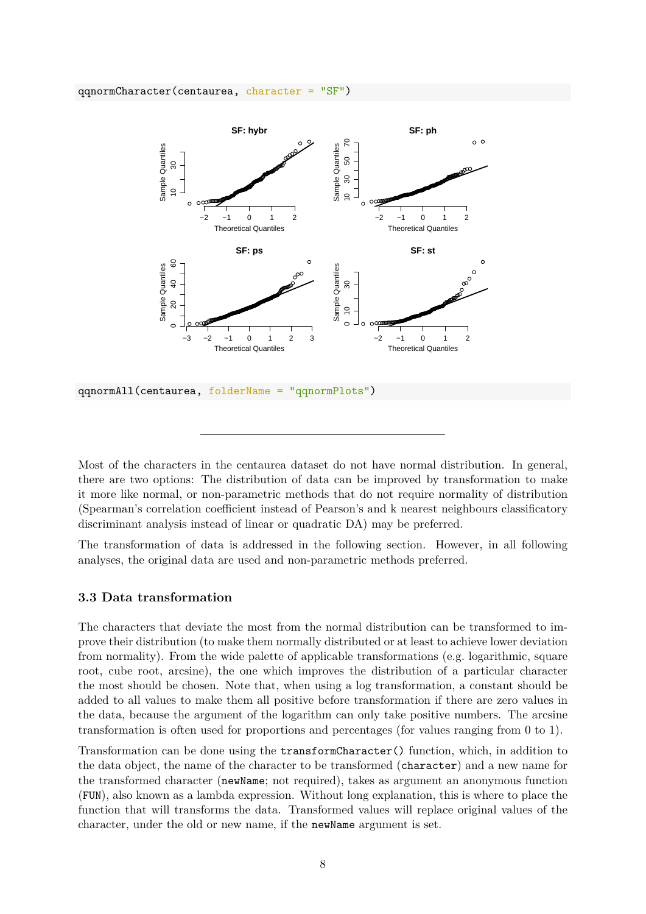```
qqnormCharacter(centaurea, character = "SF")
```

```
qqnormAll(centaurea, folderName = "qqnormPlots")
```

---

Most of the characters in the centaurea dataset do not have normal distribution. In general, there are two options: The distribution of data can be improved by transformation to make it more like normal, or non-parametric methods that do not require normality of distribution (Spearman's correlation coefficient instead of Pearson's and k nearest neighbours classificatory discriminant analysis instead of linear or quadratic DA) may be preferred.

The transformation of data is addressed in the following section. However, in all following analyses, the original data are used and non-parametric methods preferred.

### 3.3 Data transformation

The characters that deviate the most from the normal distribution can be transformed to improve their distribution (to make them normally distributed or at least to achieve lower deviation from normality). From the wide palette of applicable transformations (e.g. logarithmic, square root, cube root, arcsine), the one which improves the distribution of a particular character the most should be chosen. Note that, when using a log transformation, a constant should be added to all values to make them all positive before transformation if there are zero values in the data, because the argument of the logarithm can only take positive numbers. The arcsine transformation is often used for proportions and percentages (for values ranging from 0 to 1).

Transformation can be done using the `transformCharacter()` function, which, in addition to the data object, the name of the character to be transformed (`character`) and a new name for the transformed character (`newName`; not required), takes as argument an anonymous function (`FUN`), also known as a lambda expression. Without long explanation, this is where to place the function that will transforms the data. Transformed values will replace original values of the character, under the old or new name, if the `newName` argument is set.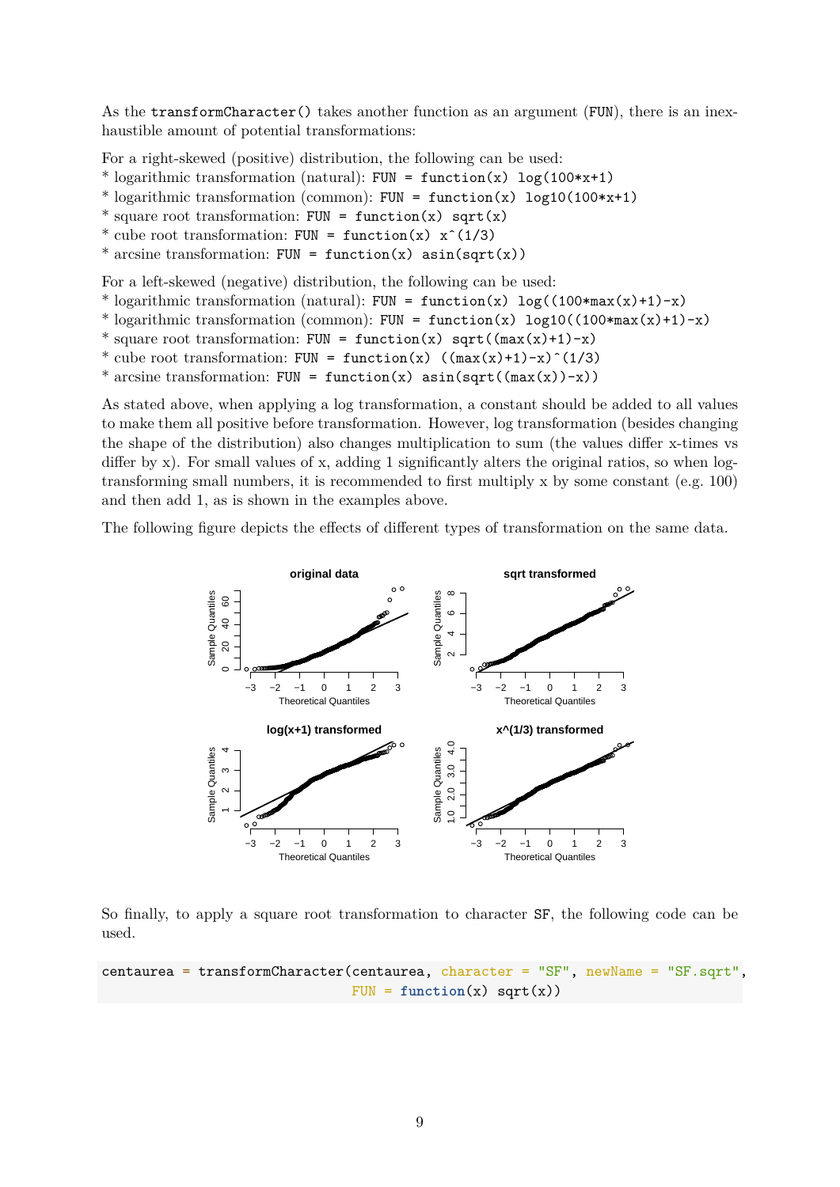As the `transformCharacter()` takes another function as an argument (`FUN`), there is an inexhaustible amount of potential transformations:

For a right-skewed (positive) distribution, the following can be used:
* logarithmic transformation (natural): `FUN = function(x) log(100*x+1)`
* logarithmic transformation (common): `FUN = function(x) log10(100*x+1)`
* square root transformation: `FUN = function(x) sqrt(x)`
* cube root transformation: `FUN = function(x) x^(1/3)`
* arcsine transformation: `FUN = function(x) asin(sqrt(x))`

For a left-skewed (negative) distribution, the following can be used:
* logarithmic transformation (natural): `FUN = function(x) log((100*max(x)+1)-x)`
* logarithmic transformation (common): `FUN = function(x) log10((100*max(x)+1)-x)`
* square root transformation: `FUN = function(x) sqrt((max(x)+1)-x)`
* cube root transformation: `FUN = function(x) ((max(x)+1)-x)^(1/3)`
* arcsine transformation: `FUN = function(x) asin(sqrt((max(x))-x))`

As stated above, when applying a log transformation, a constant should be added to all values to make them all positive before transformation. However, log transformation (besides changing the shape of the distribution) also changes multiplication to sum (the values differ x-times vs differ by x). For small values of x, adding 1 significantly alters the original ratios, so when log-transforming small numbers, it is recommended to first multiply x by some constant (e.g. 100) and then add 1, as is shown in the examples above.

The following figure depicts the effects of different types of transformation on the same data.

So finally, to apply a square root transformation to character `SF`, the following code can be used.

```
centaurea = transformCharacter(centaurea, character = "SF", newName = "SF.sqrt",
                               FUN = function(x) sqrt(x))
```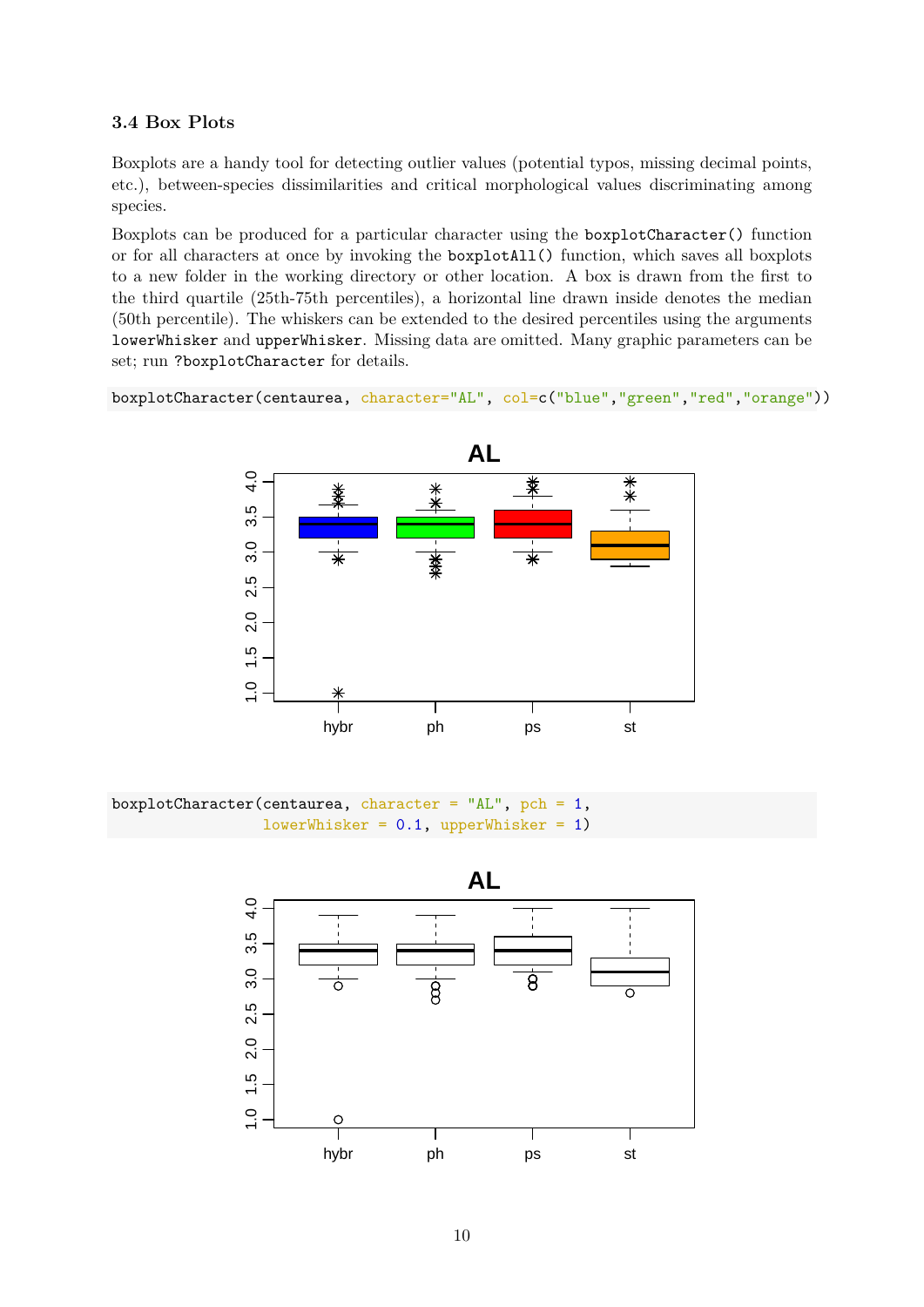### 3.4 Box Plots

Boxplots are a handy tool for detecting outlier values (potential typos, missing decimal points, etc.), between-species dissimilarities and critical morphological values discriminating among species.

Boxplots can be produced for a particular character using the `boxplotCharacter()` function or for all characters at once by invoking the `boxplotAll()` function, which saves all boxplots to a new folder in the working directory or other location. A box is drawn from the first to the third quartile (25th-75th percentiles), a horizontal line drawn inside denotes the median (50th percentile). The whiskers can be extended to the desired percentiles using the arguments `lowerWhisker` and `upperWhisker`. Missing data are omitted. Many graphic parameters can be set; run `?boxplotCharacter` for details.

```
boxplotCharacter(centaurea, character="AL", col=c("blue","green","red","orange"))
```

```
boxplotCharacter(centaurea, character = "AL", pch = 1,
                 lowerWhisker = 0.1, upperWhisker = 1)
```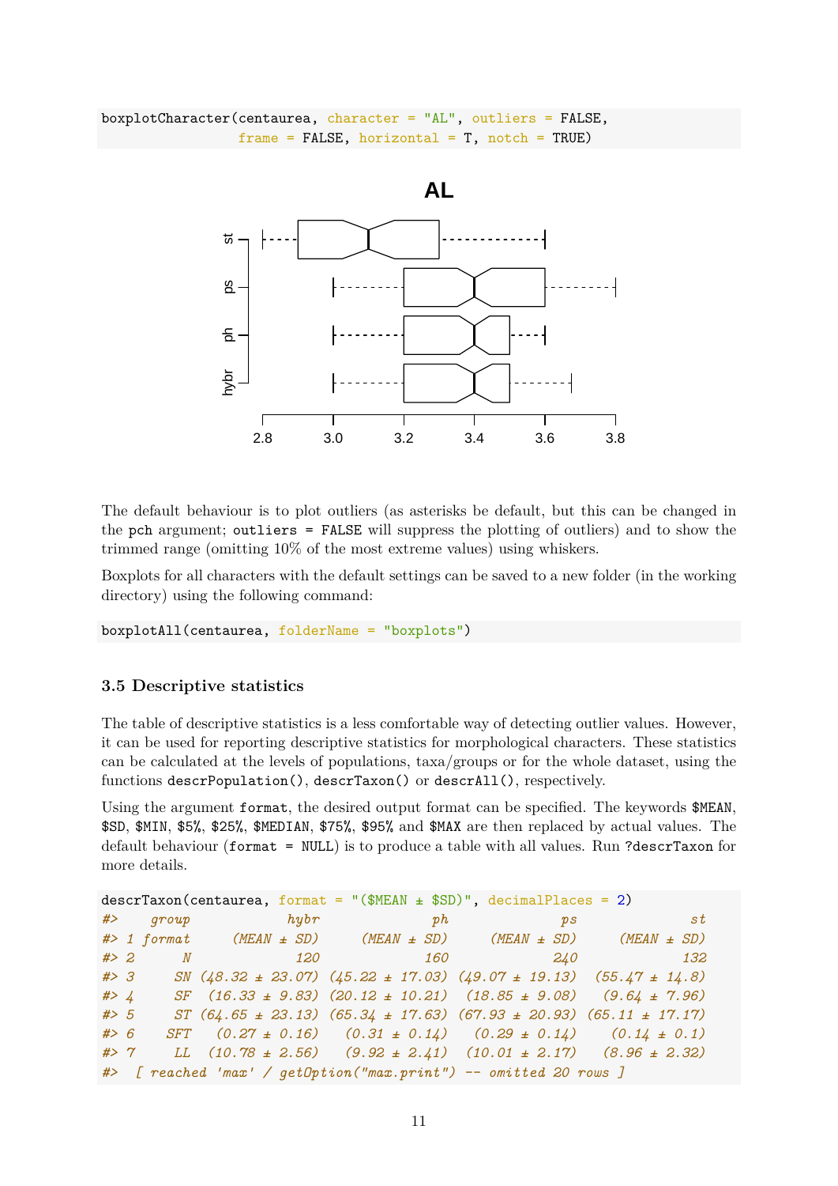```
boxplotCharacter(centaurea, character = "AL", outliers = FALSE,
                 frame = FALSE, horizontal = T, notch = TRUE)
```

The default behaviour is to plot outliers (as asterisks be default, but this can be changed in the pch argument; outliers = FALSE will suppress the plotting of outliers) and to show the trimmed range (omitting 10% of the most extreme values) using whiskers.

Boxplots for all characters with the default settings can be saved to a new folder (in the working directory) using the following command:

```
boxplotAll(centaurea, folderName = "boxplots")
```

### 3.5 Descriptive statistics

The table of descriptive statistics is a less comfortable way of detecting outlier values. However, it can be used for reporting descriptive statistics for morphological characters. These statistics can be calculated at the levels of populations, taxa/groups or for the whole dataset, using the functions `descrPopulation()`, `descrTaxon()` or `descrAll()`, respectively.

Using the argument `format`, the desired output format can be specified. The keywords `$MEAN`, `$SD`, `$MIN`, `$5%`, `$25%`, `$MEDIAN`, `$75%`, `$95%` and `$MAX` are then replaced by actual values. The default behaviour (`format = NULL`) is to produce a table with all values. Run `?descrTaxon` for more details.

```
descrTaxon(centaurea, format = "($MEAN ± $SD)", decimalPlaces = 2)
#>    group          hybr             ph             ps            st
#> 1 format     (MEAN ± SD)     (MEAN ± SD)     (MEAN ± SD)     (MEAN ± SD)
#> 2      N             120             160             240           132
#> 3     SN (48.32 ± 23.07) (45.22 ± 17.03) (49.07 ± 19.13)  (55.47 ± 14.8)
#> 4     SF  (16.33 ± 9.83) (20.12 ± 10.21)  (18.85 ± 9.08)   (9.64 ± 7.96)
#> 5     ST (64.65 ± 23.13) (65.34 ± 17.63) (67.93 ± 20.93) (65.11 ± 17.17)
#> 6    SFT   (0.27 ± 0.16)   (0.31 ± 0.14)   (0.29 ± 0.14)    (0.14 ± 0.1)
#> 7     LL  (10.78 ± 2.56)   (9.92 ± 2.41)  (10.01 ± 2.17)   (8.96 ± 2.32)
#>  [ reached 'max' / getOption("max.print") -- omitted 20 rows ]
```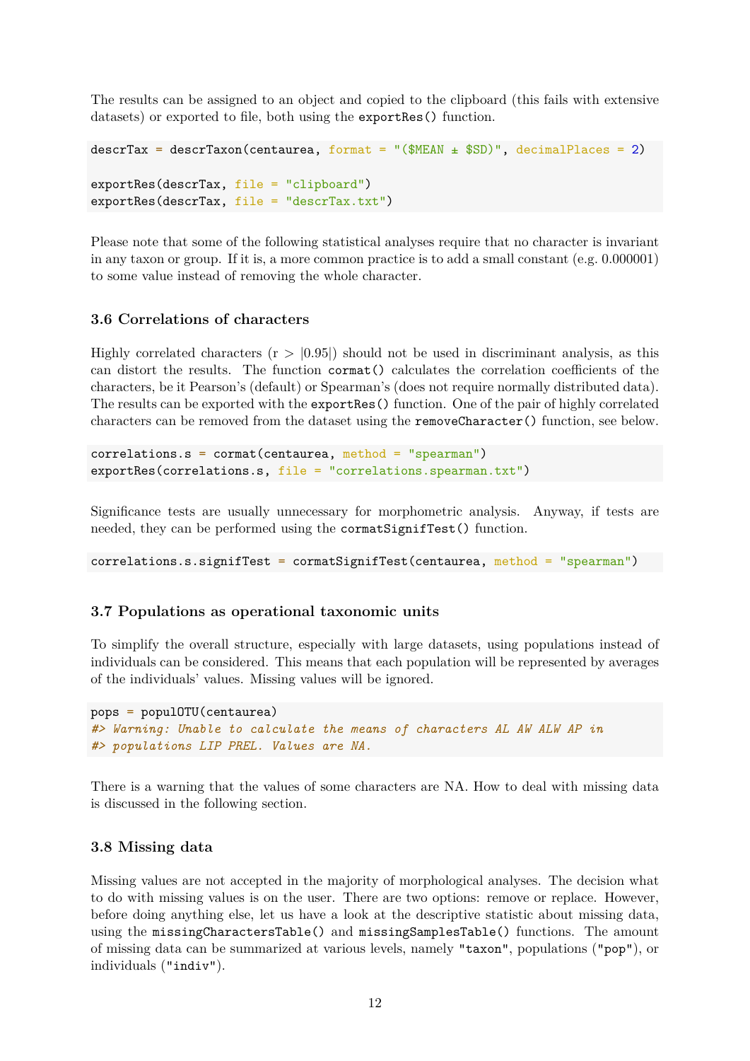The results can be assigned to an object and copied to the clipboard (this fails with extensive datasets) or exported to file, both using the `exportRes()` function.

```
descrTax = descrTaxon(centaurea, format = "($MEAN ± $SD)", decimalPlaces = 2)

exportRes(descrTax, file = "clipboard")
exportRes(descrTax, file = "descrTax.txt")
```

Please note that some of the following statistical analyses require that no character is invariant in any taxon or group. If it is, a more common practice is to add a small constant (e.g. 0.000001) to some value instead of removing the whole character.

### 3.6 Correlations of characters

Highly correlated characters ($r > |0.95|$) should not be used in discriminant analysis, as this can distort the results. The function `cormat()` calculates the correlation coefficients of the characters, be it Pearson's (default) or Spearman's (does not require normally distributed data). The results can be exported with the `exportRes()` function. One of the pair of highly correlated characters can be removed from the dataset using the `removeCharacter()` function, see below.

```
correlations.s = cormat(centaurea, method = "spearman")
exportRes(correlations.s, file = "correlations.spearman.txt")
```

Significance tests are usually unnecessary for morphometric analysis. Anyway, if tests are needed, they can be performed using the `cormatSignifTest()` function.

```
correlations.s.signifTest = cormatSignifTest(centaurea, method = "spearman")
```

### 3.7 Populations as operational taxonomic units

To simplify the overall structure, especially with large datasets, using populations instead of individuals can be considered. This means that each population will be represented by averages of the individuals' values. Missing values will be ignored.

```
pops = populOTU(centaurea)
#> Warning: Unable to calculate the means of characters AL AW ALW AP in
#> populations LIP PREL. Values are NA.
```

There is a warning that the values of some characters are NA. How to deal with missing data is discussed in the following section.

### 3.8 Missing data

Missing values are not accepted in the majority of morphological analyses. The decision what to do with missing values is on the user. There are two options: remove or replace. However, before doing anything else, let us have a look at the descriptive statistic about missing data, using the `missingCharactersTable()` and `missingSamplesTable()` functions. The amount of missing data can be summarized at various levels, namely `"taxon"`, populations (`"pop"`), or individuals (`"indiv"`).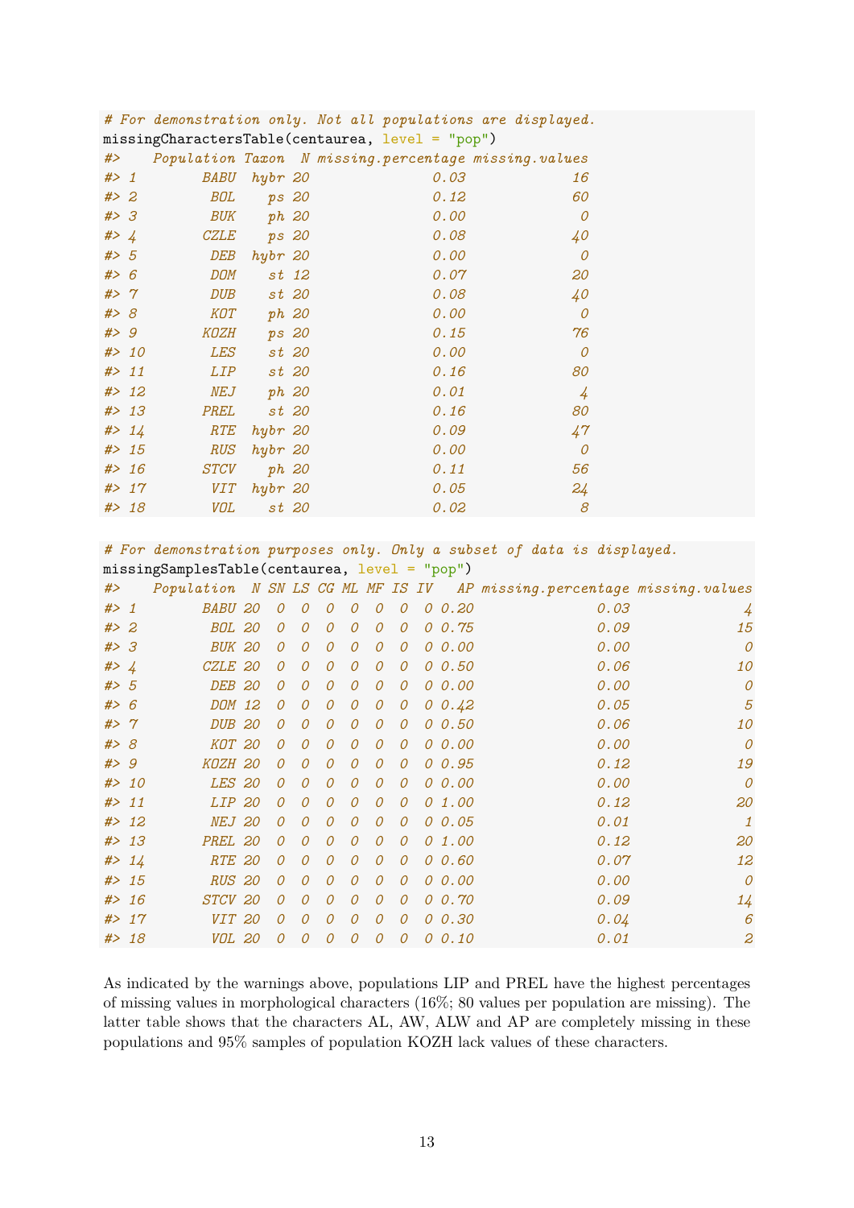```r
# For demonstration only. Not all populations are displayed.
missingCharactersTable(centaurea, level = "pop")
#>    Population Taxon  N missing.percentage missing.values
#> 1        BABU  hybr 20               0.03             16
#> 2         BOL    ps 20               0.12             60
#> 3         BUK    ph 20               0.00              0
#> 4        CZLE    ps 20               0.08             40
#> 5         DEB  hybr 20               0.00              0
#> 6         DOM    st 12               0.07             20
#> 7         DUB    st 20               0.08             40
#> 8         KOT    ph 20               0.00              0
#> 9        KOZH    ps 20               0.15             76
#> 10        LES    st 20               0.00              0
#> 11        LIP    st 20               0.16             80
#> 12        NEJ    ph 20               0.01              4
#> 13       PREL    st 20               0.16             80
#> 14        RTE  hybr 20               0.09             47
#> 15        RUS  hybr 20               0.00              0
#> 16       STCV    ph 20               0.11             56
#> 17        VIT  hybr 20               0.05             24
#> 18        VOL    st 20               0.02              8
```

```r
# For demonstration purposes only. Only a subset of data is displayed.
missingSamplesTable(centaurea, level = "pop")
#>    Population  N SN LS CG ML MF IS IV   AP missing.percentage missing.values
#> 1        BABU 20  0  0  0  0  0  0  0 0.20               0.03              4
#> 2         BOL 20  0  0  0  0  0  0  0 0.75               0.09             15
#> 3         BUK 20  0  0  0  0  0  0  0 0.00               0.00              0
#> 4        CZLE 20  0  0  0  0  0  0  0 0.50               0.06             10
#> 5         DEB 20  0  0  0  0  0  0  0 0.00               0.00              0
#> 6         DOM 12  0  0  0  0  0  0  0 0.42               0.05              5
#> 7         DUB 20  0  0  0  0  0  0  0 0.50               0.06             10
#> 8         KOT 20  0  0  0  0  0  0  0 0.00               0.00              0
#> 9        KOZH 20  0  0  0  0  0  0  0 0.95               0.12             19
#> 10        LES 20  0  0  0  0  0  0  0 0.00               0.00              0
#> 11        LIP 20  0  0  0  0  0  0  0 1.00               0.12             20
#> 12        NEJ 20  0  0  0  0  0  0  0 0.05               0.01              1
#> 13       PREL 20  0  0  0  0  0  0  0 1.00               0.12             20
#> 14        RTE 20  0  0  0  0  0  0  0 0.60               0.07             12
#> 15        RUS 20  0  0  0  0  0  0  0 0.00               0.00              0
#> 16       STCV 20  0  0  0  0  0  0  0 0.70               0.09             14
#> 17        VIT 20  0  0  0  0  0  0  0 0.30               0.04              6
#> 18        VOL 20  0  0  0  0  0  0  0 0.10               0.01              2
```

As indicated by the warnings above, populations LIP and PREL have the highest percentages of missing values in morphological characters (16%; 80 values per population are missing). The latter table shows that the characters AL, AW, ALW and AP are completely missing in these populations and 95% samples of population KOZH lack values of these characters.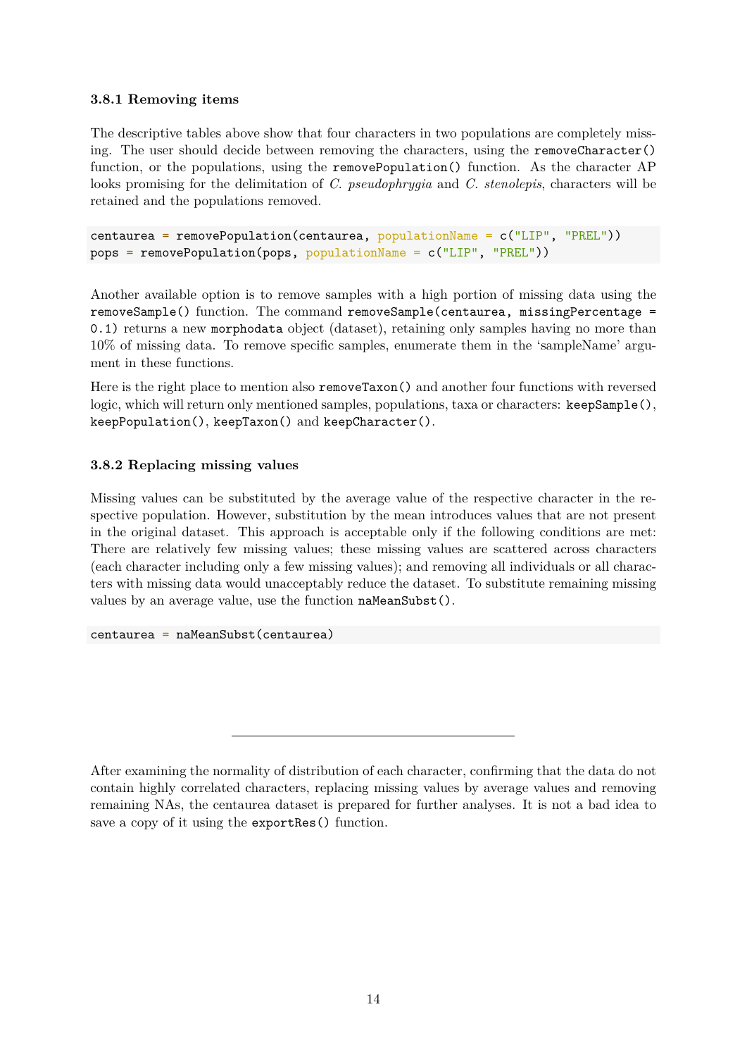### 3.8.1 Removing items

The descriptive tables above show that four characters in two populations are completely missing. The user should decide between removing the characters, using the `removeCharacter()` function, or the populations, using the `removePopulation()` function. As the character AP looks promising for the delimitation of *C. pseudophrygia* and *C. stenolepis*, characters will be retained and the populations removed.

```
centaurea = removePopulation(centaurea, populationName = c("LIP", "PREL"))
pops = removePopulation(pops, populationName = c("LIP", "PREL"))
```

Another available option is to remove samples with a high portion of missing data using the `removeSample()` function. The command `removeSample(centaurea, missingPercentage = 0.1)` returns a new `morphodata` object (dataset), retaining only samples having no more than 10% of missing data. To remove specific samples, enumerate them in the 'sampleName' argument in these functions.

Here is the right place to mention also `removeTaxon()` and another four functions with reversed logic, which will return only mentioned samples, populations, taxa or characters: `keepSample()`, `keepPopulation()`, `keepTaxon()` and `keepCharacter()`.

### 3.8.2 Replacing missing values

Missing values can be substituted by the average value of the respective character in the respective population. However, substitution by the mean introduces values that are not present in the original dataset. This approach is acceptable only if the following conditions are met: There are relatively few missing values; these missing values are scattered across characters (each character including only a few missing values); and removing all individuals or all characters with missing data would unacceptably reduce the dataset. To substitute remaining missing values by an average value, use the function `naMeanSubst()`.

```
centaurea = naMeanSubst(centaurea)
```

---

After examining the normality of distribution of each character, confirming that the data do not contain highly correlated characters, replacing missing values by average values and removing remaining NAs, the centaurea dataset is prepared for further analyses. It is not a bad idea to save a copy of it using the `exportRes()` function.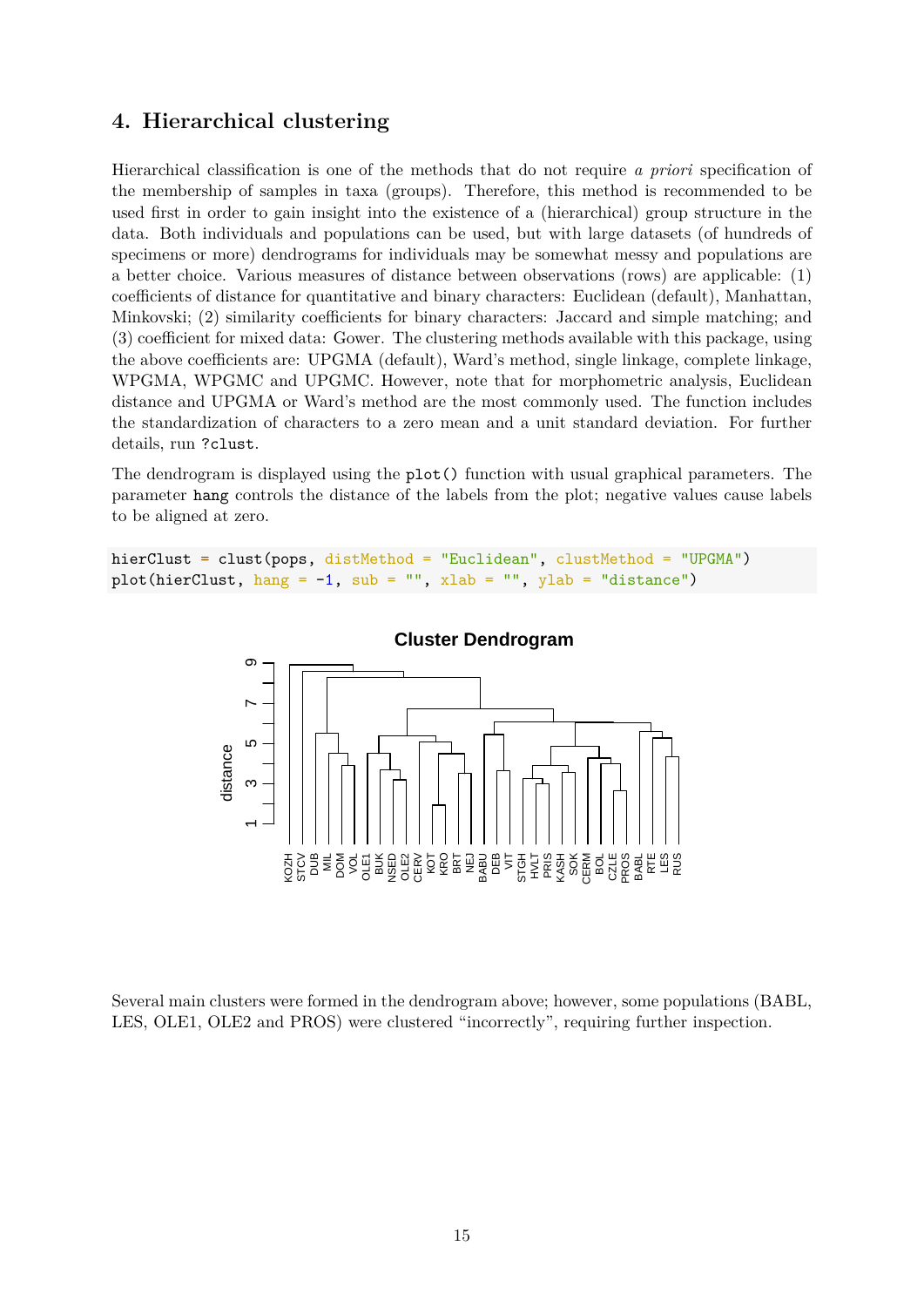## 4. Hierarchical clustering

Hierarchical classification is one of the methods that do not require *a priori* specification of the membership of samples in taxa (groups). Therefore, this method is recommended to be used first in order to gain insight into the existence of a (hierarchical) group structure in the data. Both individuals and populations can be used, but with large datasets (of hundreds of specimens or more) dendrograms for individuals may be somewhat messy and populations are a better choice. Various measures of distance between observations (rows) are applicable: (1) coefficients of distance for quantitative and binary characters: Euclidean (default), Manhattan, Minkovski; (2) similarity coefficients for binary characters: Jaccard and simple matching; and (3) coefficient for mixed data: Gower. The clustering methods available with this package, using the above coefficients are: UPGMA (default), Ward's method, single linkage, complete linkage, WPGMA, WPGMC and UPGMC. However, note that for morphometric analysis, Euclidean distance and UPGMA or Ward's method are the most commonly used. The function includes the standardization of characters to a zero mean and a unit standard deviation. For further details, run `?clust`.

The dendrogram is displayed using the `plot()` function with usual graphical parameters. The parameter `hang` controls the distance of the labels from the plot; negative values cause labels to be aligned at zero.

```
hierClust = clust(pops, distMethod = "Euclidean", clustMethod = "UPGMA")
plot(hierClust, hang = -1, sub = "", xlab = "", ylab = "distance")
```

Several main clusters were formed in the dendrogram above; however, some populations (BABL, LES, OLE1, OLE2 and PROS) were clustered "incorrectly", requiring further inspection.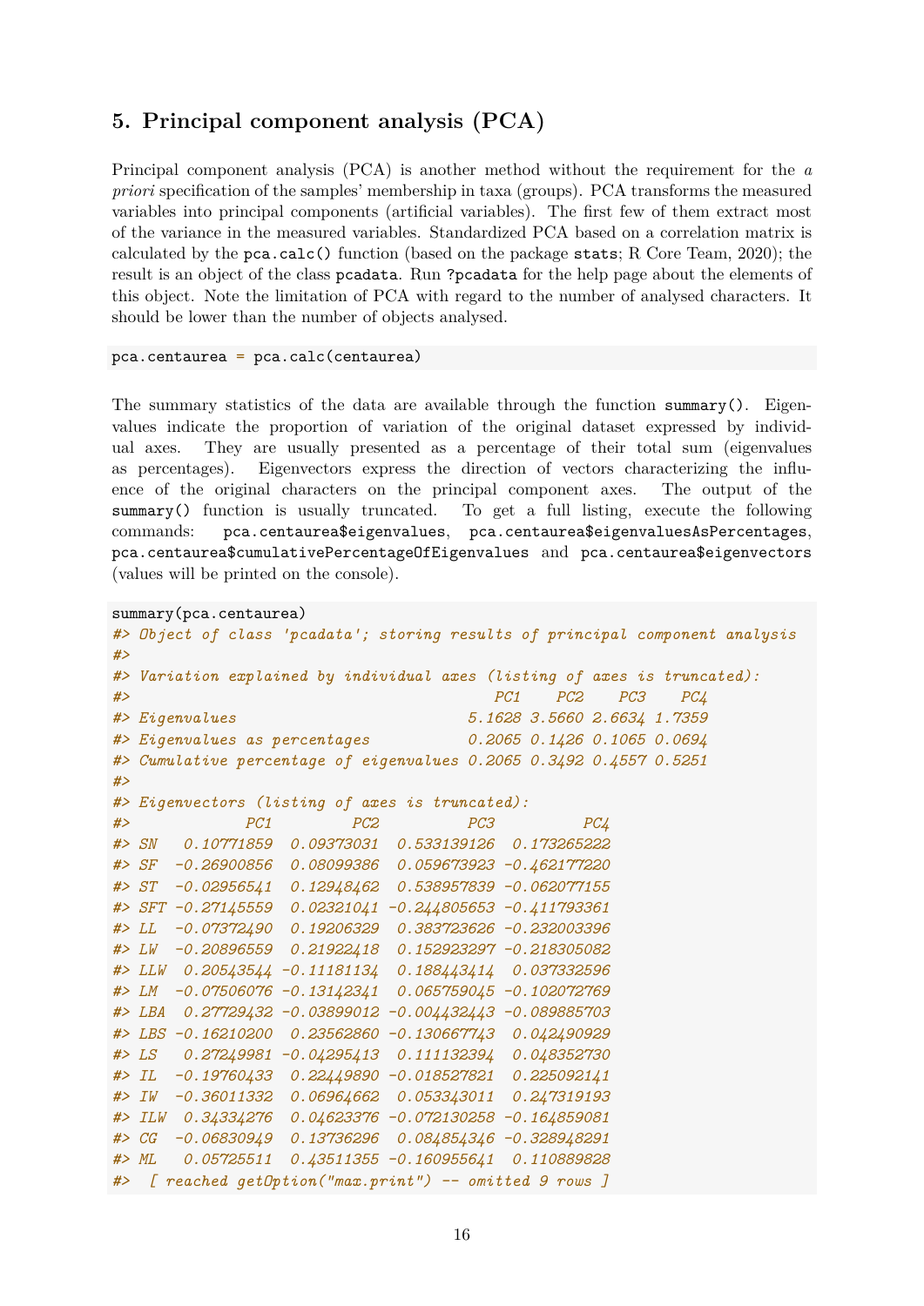## 5. Principal component analysis (PCA)

Principal component analysis (PCA) is another method without the requirement for the *a priori* specification of the samples' membership in taxa (groups). PCA transforms the measured variables into principal components (artificial variables). The first few of them extract most of the variance in the measured variables. Standardized PCA based on a correlation matrix is calculated by the `pca.calc()` function (based on the package `stats`; R Core Team, 2020); the result is an object of the class `pcadata`. Run `?pcadata` for the help page about the elements of this object. Note the limitation of PCA with regard to the number of analysed characters. It should be lower than the number of objects analysed.

```
pca.centaurea = pca.calc(centaurea)
```

The summary statistics of the data are available through the function `summary()`. Eigenvalues indicate the proportion of variation of the original dataset expressed by individual axes. They are usually presented as a percentage of their total sum (eigenvalues as percentages). Eigenvectors express the direction of vectors characterizing the influence of the original characters on the principal component axes. The output of the `summary()` function is usually truncated. To get a full listing, execute the following commands: `pca.centaurea$eigenvalues`, `pca.centaurea$eigenvaluesAsPercentages`, `pca.centaurea$cumulativePercentageOfEigenvalues` and `pca.centaurea$eigenvectors` (values will be printed on the console).

```
summary(pca.centaurea)
#> Object of class 'pcadata'; storing results of principal component analysis
#>
#> Variation explained by individual axes (listing of axes is truncated):
#>                                          PC1    PC2    PC3    PC4
#> Eigenvalues                           5.1628 3.5660 2.6634 1.7359
#> Eigenvalues as percentages            0.2065 0.1426 0.1065 0.0694
#> Cumulative percentage of eigenvalues 0.2065 0.3492 0.4557 0.5251
#>
#> Eigenvectors (listing of axes is truncated):
#>            PC1         PC2          PC3          PC4
#> SN   0.10771859  0.09373031  0.533139126  0.173265222
#> SF  -0.26900856  0.08099386  0.059673923 -0.462177220
#> ST  -0.02956541  0.12948462  0.538957839 -0.062077155
#> SFT -0.27145559  0.02321041 -0.244805653 -0.411793361
#> LL  -0.07372490  0.19206329  0.383723626 -0.232003396
#> LW  -0.20896559  0.21922418  0.152923297 -0.218305082
#> LLW  0.20543544 -0.11181134  0.188443414  0.037332596
#> LM  -0.07506076 -0.13142341  0.065759045 -0.102072769
#> LBA  0.27729432 -0.03899012 -0.004432443 -0.089885703
#> LBS -0.16210200  0.23562860 -0.130667743  0.042490929
#> LS   0.27249981 -0.04295413  0.111132394  0.048352730
#> IL  -0.19760433  0.22449890 -0.018527821  0.225092141
#> IW  -0.36011332  0.06964662  0.053343011  0.247319193
#> ILW  0.34334276  0.04623376 -0.072130258 -0.164859081
#> CG  -0.06830949  0.13736296  0.084854346 -0.328948291
#> ML   0.05725511  0.43511355 -0.160955641  0.110889828
#>  [ reached getOption("max.print") -- omitted 9 rows ]
```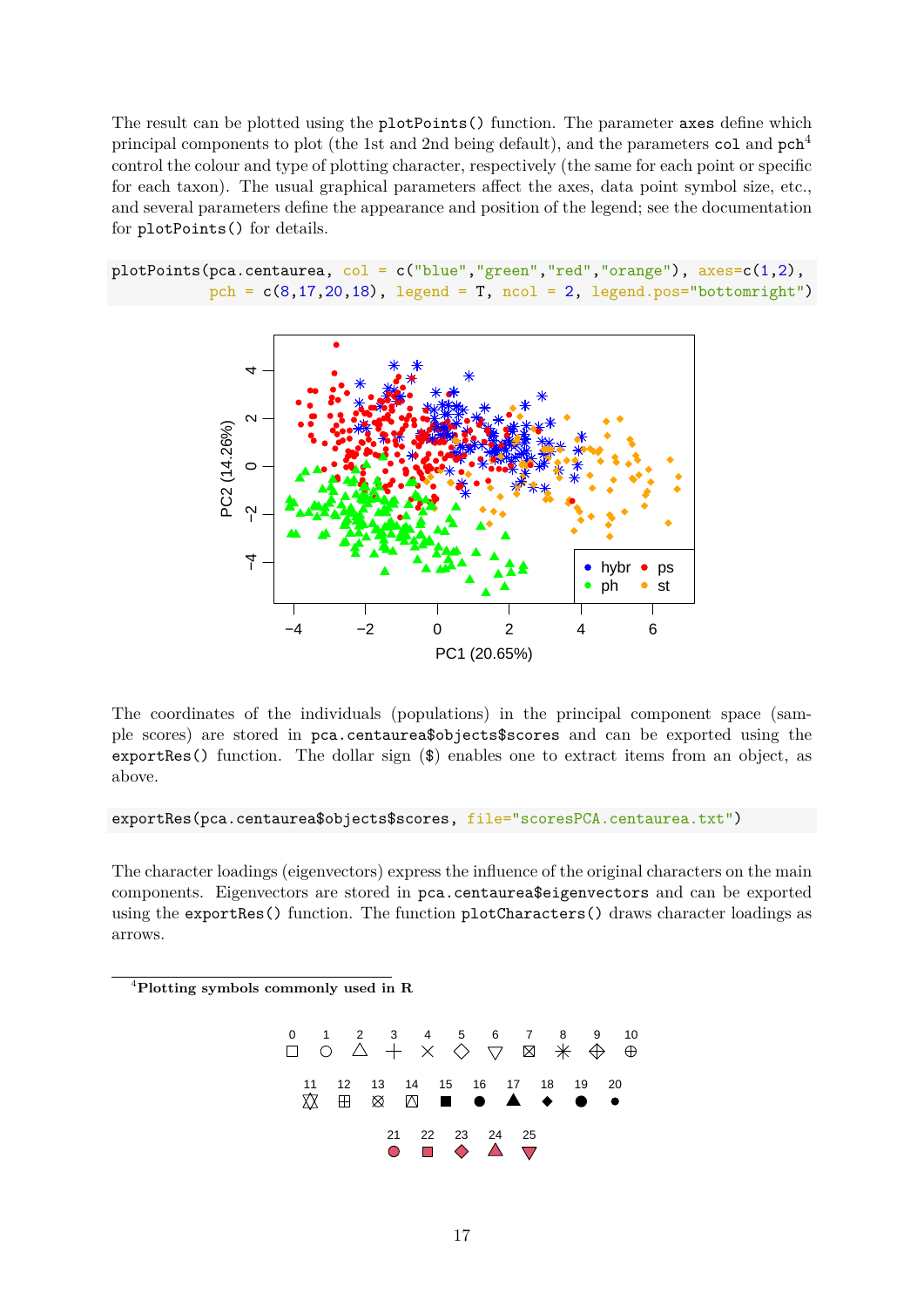The result can be plotted using the `plotPoints()` function. The parameter `axes` define which principal components to plot (the 1st and 2nd being default), and the parameters `col` and `pch`[4] control the colour and type of plotting character, respectively (the same for each point or specific for each taxon). The usual graphical parameters affect the axes, data point symbol size, etc., and several parameters define the appearance and position of the legend; see the documentation for `plotPoints()` for details.

```
plotPoints(pca.centaurea, col = c("blue","green","red","orange"), axes=c(1,2),
           pch = c(8,17,20,18), legend = T, ncol = 2, legend.pos="bottomright")
```

The coordinates of the individuals (populations) in the principal component space (sample scores) are stored in `pca.centaurea$objects$scores` and can be exported using the `exportRes()` function. The dollar sign ($) enables one to extract items from an object, as above.

```
exportRes(pca.centaurea$objects$scores, file="scoresPCA.centaurea.txt")
```

The character loadings (eigenvectors) express the influence of the original characters on the main components. Eigenvectors are stored in `pca.centaurea$eigenvectors` and can be exported using the `exportRes()` function. The function `plotCharacters()` draws character loadings as arrows.

---

[4] **Plotting symbols commonly used in R**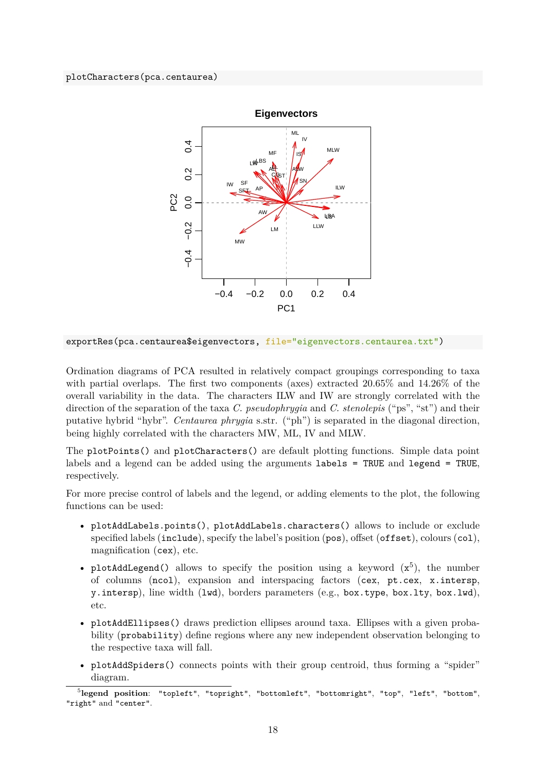```
plotCharacters(pca.centaurea)
```

```
exportRes(pca.centaurea$eigenvectors, file="eigenvectors.centaurea.txt")
```

Ordination diagrams of PCA resulted in relatively compact groupings corresponding to taxa with partial overlaps. The first two components (axes) extracted 20.65% and 14.26% of the overall variability in the data. The characters ILW and IW are strongly correlated with the direction of the separation of the taxa *C. pseudophrygia* and *C. stenolepis* ("ps", "st") and their putative hybrid "hybr". *Centaurea phrygia* s.str. ("ph") is separated in the diagonal direction, being highly correlated with the characters MW, ML, IV and MLW.

The `plotPoints()` and `plotCharacters()` are default plotting functions. Simple data point labels and a legend can be added using the arguments `labels = TRUE` and `legend = TRUE`, respectively.

For more precise control of labels and the legend, or adding elements to the plot, the following functions can be used:

- `plotAddLabels.points()`, `plotAddLabels.characters()` allows to include or exclude specified labels (`include`), specify the label's position (`pos`), offset (`offset`), colours (`col`), magnification (`cex`), etc.
- `plotAddLegend()` allows to specify the position using a keyword (`x`[5]), the number of columns (`ncol`), expansion and interspacing factors (`cex`, `pt.cex`, `x.intersp`, `y.intersp`), line width (`lwd`), borders parameters (e.g., `box.type`, `box.lty`, `box.lwd`), etc.
- `plotAddEllipses()` draws prediction ellipses around taxa. Ellipses with a given probability (`probability`) define regions where any new independent observation belonging to the respective taxa will fall.
- `plotAddSpiders()` connects points with their group centroid, thus forming a "spider" diagram.

[5] **legend position**: `"topleft"`, `"topright"`, `"bottomleft"`, `"bottomright"`, `"top"`, `"left"`, `"bottom"`, `"right"` and `"center"`.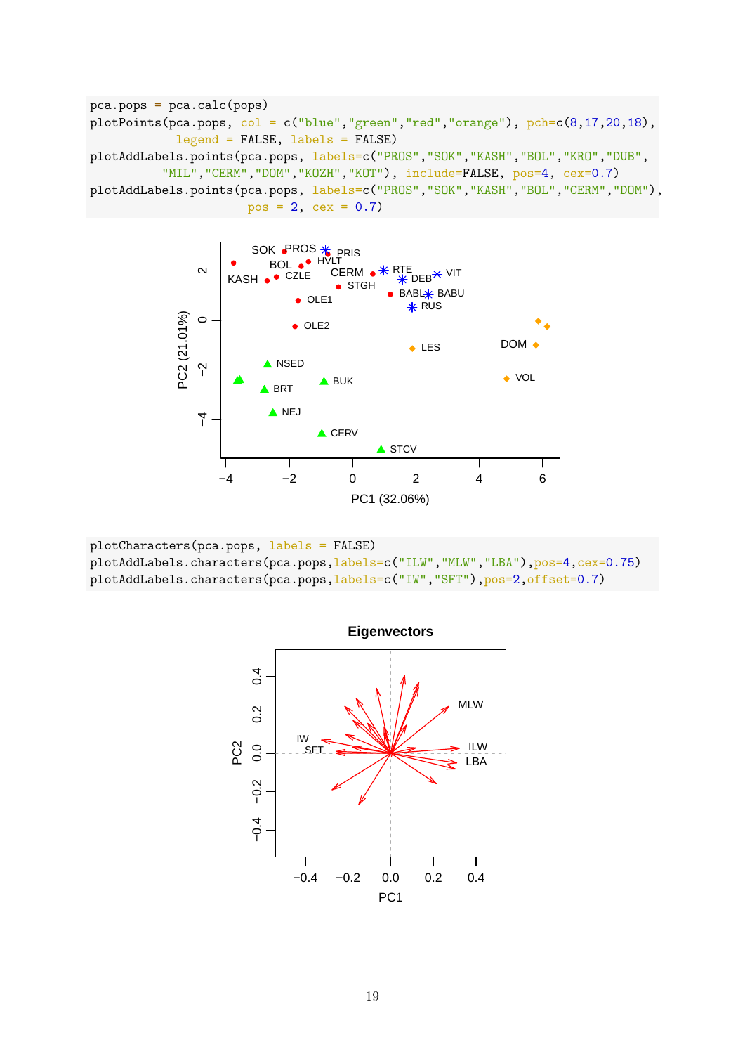```
pca.pops = pca.calc(pops)
plotPoints(pca.pops, col = c("blue","green","red","orange"), pch=c(8,17,20,18),
           legend = FALSE, labels = FALSE)
plotAddLabels.points(pca.pops, labels=c("PROS","SOK","KASH","BOL","KRO","DUB",
         "MIL","CERM","DOM","KOZH","KOT"), include=FALSE, pos=4, cex=0.7)
plotAddLabels.points(pca.pops, labels=c("PROS","SOK","KASH","BOL","CERM","DOM"),
                     pos = 2, cex = 0.7)
```

```
plotCharacters(pca.pops, labels = FALSE)
plotAddLabels.characters(pca.pops,labels=c("ILW","MLW","LBA"),pos=4,cex=0.75)
plotAddLabels.characters(pca.pops,labels=c("IW","SFT"),pos=2,offset=0.7)
```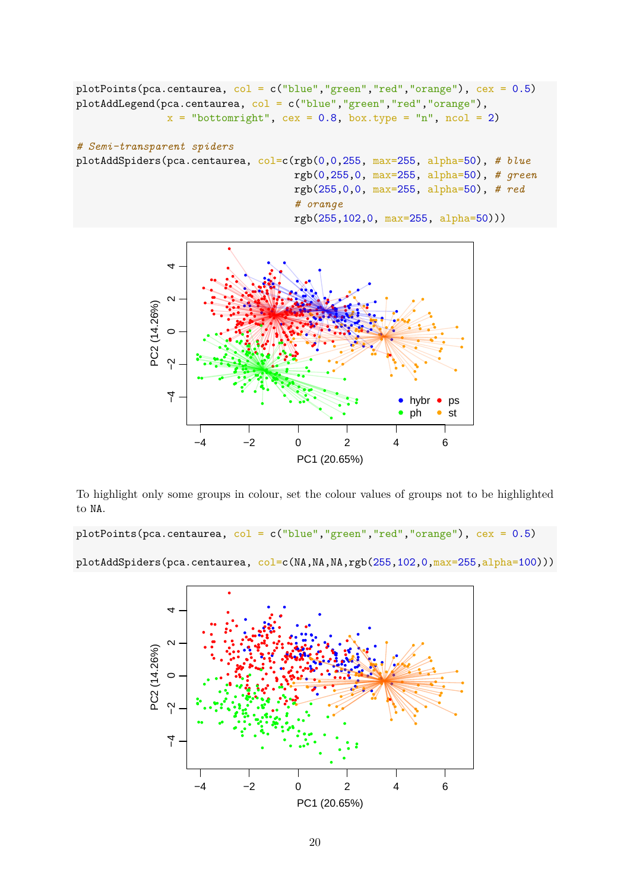```
plotPoints(pca.centaurea, col = c("blue","green","red","orange"), cex = 0.5)
plotAddLegend(pca.centaurea, col = c("blue","green","red","orange"),
              x = "bottomright", cex = 0.8, box.type = "n", ncol = 2)

# Semi-transparent spiders
plotAddSpiders(pca.centaurea, col=c(rgb(0,0,255, max=255, alpha=50), # blue
                                    rgb(0,255,0, max=255, alpha=50), # green
                                    rgb(255,0,0, max=255, alpha=50), # red
                                    # orange
                                    rgb(255,102,0, max=255, alpha=50)))
```

To highlight only some groups in colour, set the colour values of groups not to be highlighted to NA.

```
plotPoints(pca.centaurea, col = c("blue","green","red","orange"), cex = 0.5)

plotAddSpiders(pca.centaurea, col=c(NA,NA,NA,rgb(255,102,0,max=255,alpha=100)))
```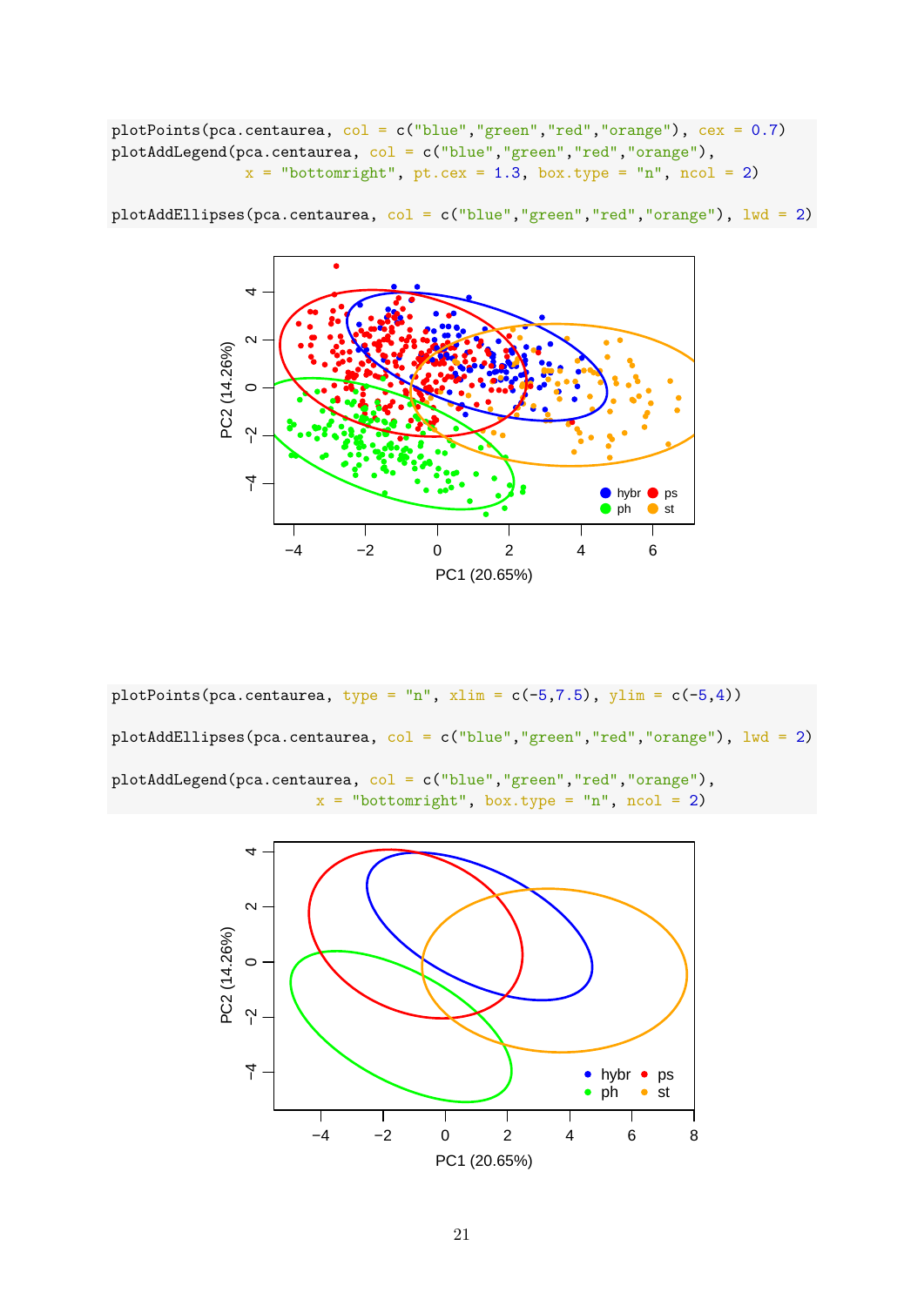```
plotPoints(pca.centaurea, col = c("blue","green","red","orange"), cex = 0.7)
plotAddLegend(pca.centaurea, col = c("blue","green","red","orange"),
              x = "bottomright", pt.cex = 1.3, box.type = "n", ncol = 2)

plotAddEllipses(pca.centaurea, col = c("blue","green","red","orange"), lwd = 2)
```

```
plotPoints(pca.centaurea, type = "n", xlim = c(-5,7.5), ylim = c(-5,4))

plotAddEllipses(pca.centaurea, col = c("blue","green","red","orange"), lwd = 2)

plotAddLegend(pca.centaurea, col = c("blue","green","red","orange"),
              x = "bottomright", box.type = "n", ncol = 2)
```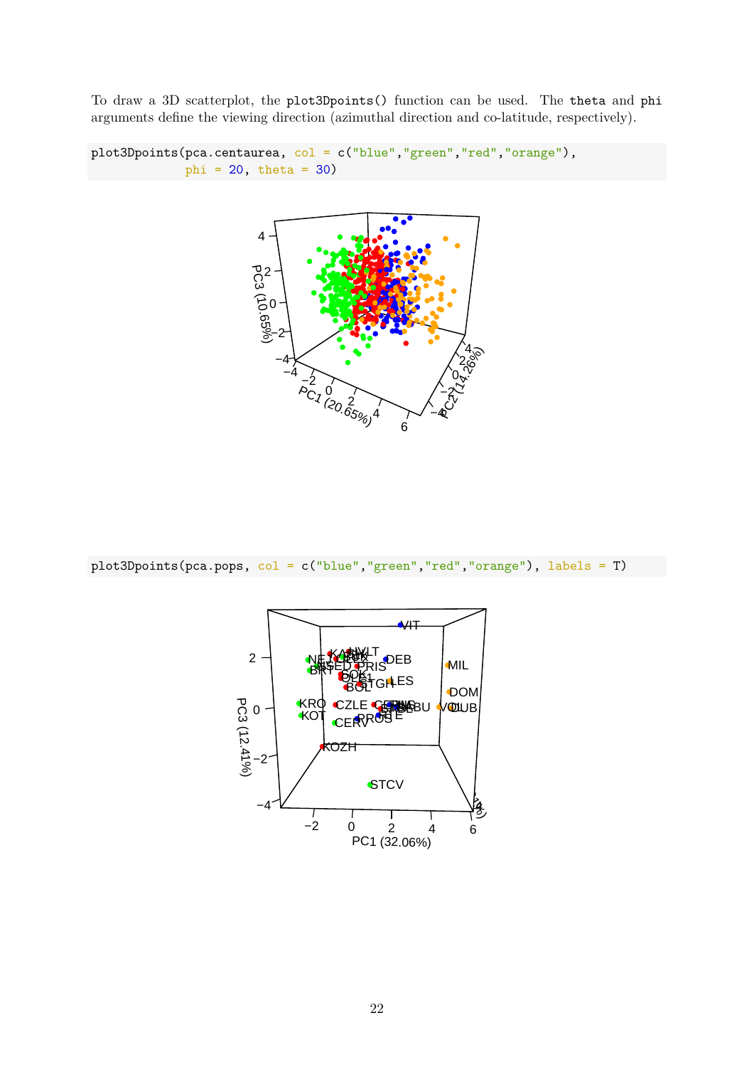To draw a 3D scatterplot, the `plot3Dpoints()` function can be used. The `theta` and `phi` arguments define the viewing direction (azimuthal direction and co-latitude, respectively).

```
plot3Dpoints(pca.centaurea, col = c("blue","green","red","orange"),
             phi = 20, theta = 30)
```

```
plot3Dpoints(pca.pops, col = c("blue","green","red","orange"), labels = T)
```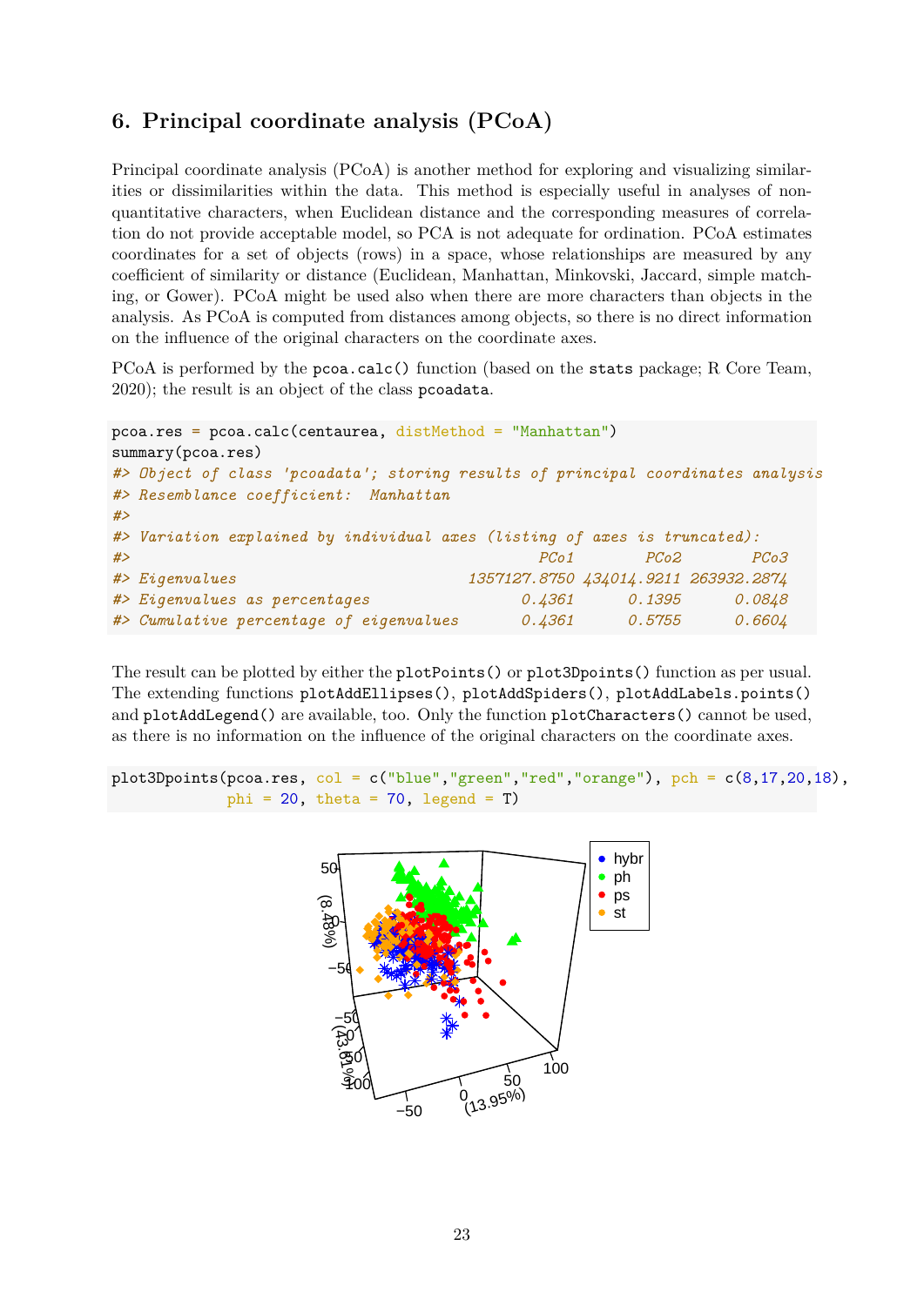## 6. Principal coordinate analysis (PCoA)

Principal coordinate analysis (PCoA) is another method for exploring and visualizing similarities or dissimilarities within the data. This method is especially useful in analyses of non-quantitative characters, when Euclidean distance and the corresponding measures of correlation do not provide acceptable model, so PCA is not adequate for ordination. PCoA estimates coordinates for a set of objects (rows) in a space, whose relationships are measured by any coefficient of similarity or distance (Euclidean, Manhattan, Minkovski, Jaccard, simple matching, or Gower). PCoA might be used also when there are more characters than objects in the analysis. As PCoA is computed from distances among objects, so there is no direct information on the influence of the original characters on the coordinate axes.

PCoA is performed by the `pcoa.calc()` function (based on the `stats` package; R Core Team, 2020); the result is an object of the class `pcoadata`.

```
pcoa.res = pcoa.calc(centaurea, distMethod = "Manhattan")
summary(pcoa.res)
#> Object of class 'pcoadata'; storing results of principal coordinates analysis
#> Resemblance coefficient:  Manhattan
#>
#> Variation explained by individual axes (listing of axes is truncated):
#>                                              PCo1        PCo2        PCo3
#> Eigenvalues                          1357127.8750 434014.9211 263932.2874
#> Eigenvalues as percentages                 0.4361      0.1395      0.0848
#> Cumulative percentage of eigenvalues       0.4361      0.5755      0.6604
```

The result can be plotted by either the `plotPoints()` or `plot3Dpoints()` function as per usual. The extending functions `plotAddEllipses()`, `plotAddSpiders()`, `plotAddLabels.points()` and `plotAddLegend()` are available, too. Only the function `plotCharacters()` cannot be used, as there is no information on the influence of the original characters on the coordinate axes.

```
plot3Dpoints(pcoa.res, col = c("blue","green","red","orange"), pch = c(8,17,20,18),
             phi = 20, theta = 70, legend = T)
```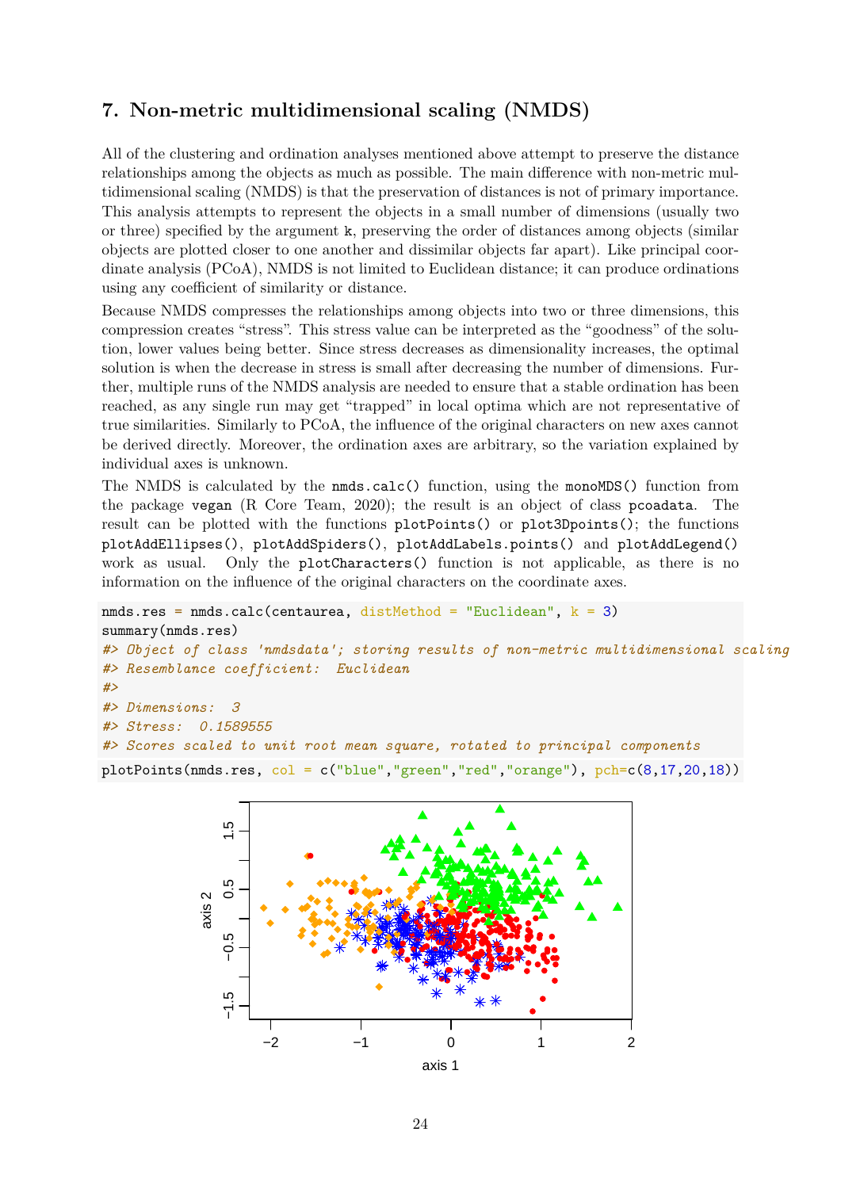## 7. Non-metric multidimensional scaling (NMDS)

All of the clustering and ordination analyses mentioned above attempt to preserve the distance relationships among the objects as much as possible. The main difference with non-metric multidimensional scaling (NMDS) is that the preservation of distances is not of primary importance. This analysis attempts to represent the objects in a small number of dimensions (usually two or three) specified by the argument `k`, preserving the order of distances among objects (similar objects are plotted closer to one another and dissimilar objects far apart). Like principal coordinate analysis (PCoA), NMDS is not limited to Euclidean distance; it can produce ordinations using any coefficient of similarity or distance.

Because NMDS compresses the relationships among objects into two or three dimensions, this compression creates "stress". This stress value can be interpreted as the "goodness" of the solution, lower values being better. Since stress decreases as dimensionality increases, the optimal solution is when the decrease in stress is small after decreasing the number of dimensions. Further, multiple runs of the NMDS analysis are needed to ensure that a stable ordination has been reached, as any single run may get "trapped" in local optima which are not representative of true similarities. Similarly to PCoA, the influence of the original characters on new axes cannot be derived directly. Moreover, the ordination axes are arbitrary, so the variation explained by individual axes is unknown.

The NMDS is calculated by the `nmds.calc()` function, using the `monoMDS()` function from the package `vegan` (R Core Team, 2020); the result is an object of class `pcoadata`. The result can be plotted with the functions `plotPoints()` or `plot3Dpoints()`; the functions `plotAddEllipses()`, `plotAddSpiders()`, `plotAddLabels.points()` and `plotAddLegend()` work as usual. Only the `plotCharacters()` function is not applicable, as there is no information on the influence of the original characters on the coordinate axes.

```
nmds.res = nmds.calc(centaurea, distMethod = "Euclidean", k = 3)
summary(nmds.res)
#> Object of class 'nmdsdata'; storing results of non-metric multidimensional scaling
#> Resemblance coefficient:  Euclidean
#>
#> Dimensions:  3
#> Stress:  0.1589555
#> Scores scaled to unit root mean square, rotated to principal components
```

```
plotPoints(nmds.res, col = c("blue","green","red","orange"), pch=c(8,17,20,18))
```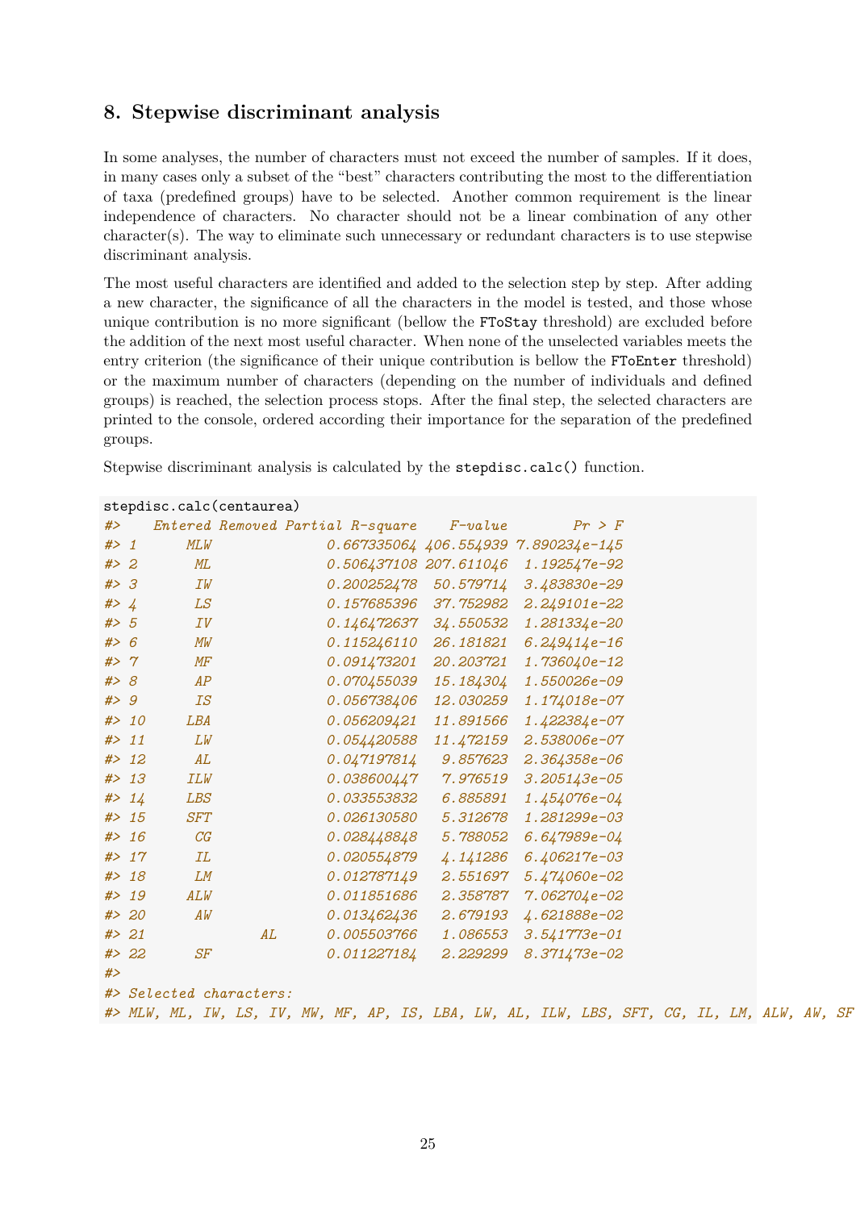## 8. Stepwise discriminant analysis

In some analyses, the number of characters must not exceed the number of samples. If it does, in many cases only a subset of the "best" characters contributing the most to the differentiation of taxa (predefined groups) have to be selected. Another common requirement is the linear independence of characters. No character should not be a linear combination of any other character(s). The way to eliminate such unnecessary or redundant characters is to use stepwise discriminant analysis.

The most useful characters are identified and added to the selection step by step. After adding a new character, the significance of all the characters in the model is tested, and those whose unique contribution is no more significant (bellow the `FToStay` threshold) are excluded before the addition of the next most useful character. When none of the unselected variables meets the entry criterion (the significance of their unique contribution is bellow the `FToEnter` threshold) or the maximum number of characters (depending on the number of individuals and defined groups) is reached, the selection process stops. After the final step, the selected characters are printed to the console, ordered according their importance for the separation of the predefined groups.

Stepwise discriminant analysis is calculated by the `stepdisc.calc()` function.

```
stepdisc.calc(centaurea)
#>    Entered Removed Partial R-square    F-value        Pr > F
#> 1      MLW              0.667335064 406.554939 7.890234e-145
#> 2       ML              0.506437108 207.611046  1.192547e-92
#> 3       IW              0.200252478  50.579714  3.483830e-29
#> 4       LS              0.157685396  37.752982  2.249101e-22
#> 5       IV              0.146472637  34.550532  1.281334e-20
#> 6       MW              0.115246110  26.181821  6.249414e-16
#> 7       MF              0.091473201  20.203721  1.736040e-12
#> 8       AP              0.070455039  15.184304  1.550026e-09
#> 9       IS              0.056738406  12.030259  1.174018e-07
#> 10     LBA              0.056209421  11.891566  1.422384e-07
#> 11      LW              0.054420588  11.472159  2.538006e-07
#> 12      AL              0.047197814   9.857623  2.364358e-06
#> 13     ILW              0.038600447   7.976519  3.205143e-05
#> 14     LBS              0.033553832   6.885891  1.454076e-04
#> 15     SFT              0.026130580   5.312678  1.281299e-03
#> 16      CG              0.028448848   5.788052  6.647989e-04
#> 17      IL              0.020554879   4.141286  6.406217e-03
#> 18      LM              0.012787149   2.551697  5.474060e-02
#> 19     ALW              0.011851686   2.358787  7.062704e-02
#> 20      AW              0.013462436   2.679193  4.621888e-02
#> 21              AL      0.005503766   1.086553  3.541773e-01
#> 22      SF              0.011227184   2.229299  8.371473e-02
#>
#> Selected characters:
#> MLW, ML, IW, LS, IV, MW, MF, AP, IS, LBA, LW, AL, ILW, LBS, SFT, CG, IL, LM, ALW, AW, SF
```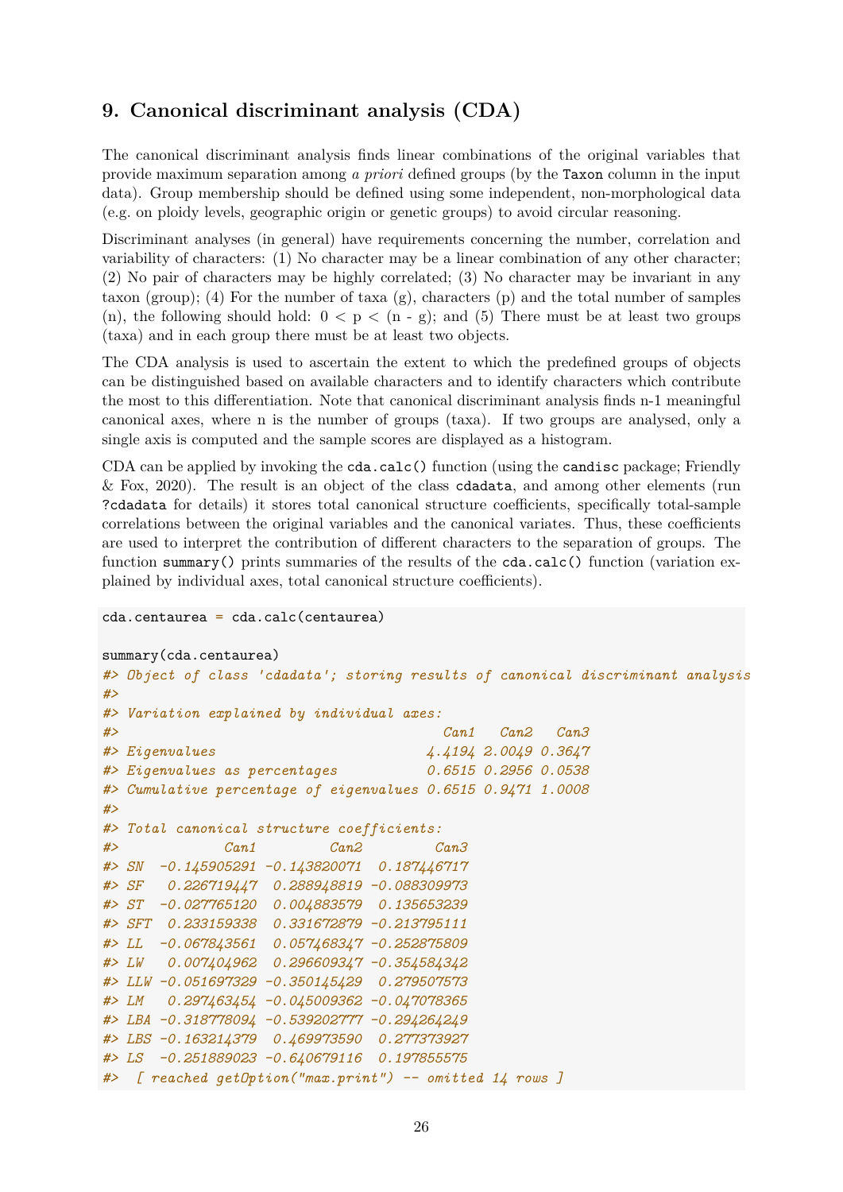## 9. Canonical discriminant analysis (CDA)

The canonical discriminant analysis finds linear combinations of the original variables that provide maximum separation among *a priori* defined groups (by the `Taxon` column in the input data). Group membership should be defined using some independent, non-morphological data (e.g. on ploidy levels, geographic origin or genetic groups) to avoid circular reasoning.

Discriminant analyses (in general) have requirements concerning the number, correlation and variability of characters: (1) No character may be a linear combination of any other character; (2) No pair of characters may be highly correlated; (3) No character may be invariant in any taxon (group); (4) For the number of taxa (g), characters (p) and the total number of samples (n), the following should hold: $0 < p < (n - g)$; and (5) There must be at least two groups (taxa) and in each group there must be at least two objects.

The CDA analysis is used to ascertain the extent to which the predefined groups of objects can be distinguished based on available characters and to identify characters which contribute the most to this differentiation. Note that canonical discriminant analysis finds n-1 meaningful canonical axes, where n is the number of groups (taxa). If two groups are analysed, only a single axis is computed and the sample scores are displayed as a histogram.

CDA can be applied by invoking the `cda.calc()` function (using the `candisc` package; Friendly & Fox, 2020). The result is an object of the class `cdadata`, and among other elements (run `?cdadata` for details) it stores total canonical structure coefficients, specifically total-sample correlations between the original variables and the canonical variates. Thus, these coefficients are used to interpret the contribution of different characters to the separation of groups. The function `summary()` prints summaries of the results of the `cda.calc()` function (variation explained by individual axes, total canonical structure coefficients).

```
cda.centaurea = cda.calc(centaurea)

summary(cda.centaurea)
#> Object of class 'cdadata'; storing results of canonical discriminant analysis
#>
#> Variation explained by individual axes:
#>                                      Can1   Can2   Can3
#> Eigenvalues                        4.4194 2.0049 0.3647
#> Eigenvalues as percentages         0.6515 0.2956 0.0538
#> Cumulative percentage of eigenvalues 0.6515 0.9471 1.0008
#>
#> Total canonical structure coefficients:
#>             Can1         Can2         Can3
#> SN  -0.145905291 -0.143820071  0.187446717
#> SF   0.226719447  0.288948819 -0.088309973
#> ST  -0.027765120  0.004883579  0.135653239
#> SFT  0.233159338  0.331672879 -0.213795111
#> LL  -0.067843561  0.057468347 -0.252875809
#> LW   0.007404962  0.296609347 -0.354584342
#> LLW -0.051697329 -0.350145429  0.279507573
#> LM   0.297463454 -0.045009362 -0.047078365
#> LBA -0.318778094 -0.539202777 -0.294264249
#> LBS -0.163214379  0.469973590  0.277373927
#> LS  -0.251889023 -0.640679116  0.197855575
#>  [ reached getOption("max.print") -- omitted 14 rows ]
```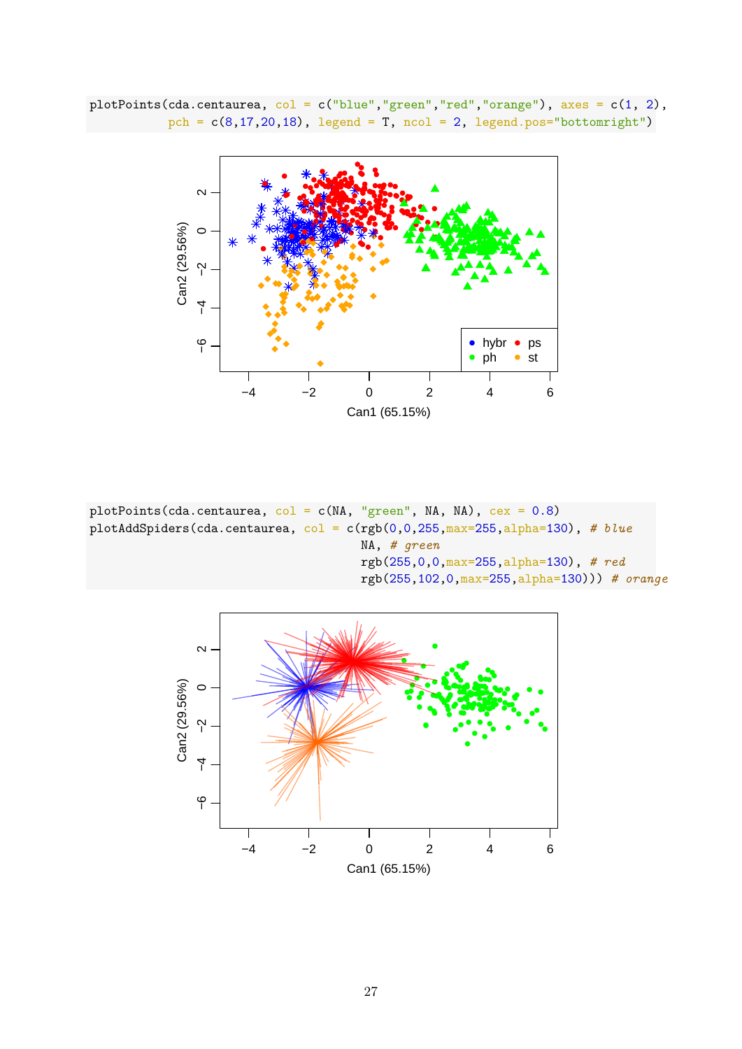```
plotPoints(cda.centaurea, col = c("blue","green","red","orange"), axes = c(1, 2),
           pch = c(8,17,20,18), legend = T, ncol = 2, legend.pos="bottomright")
```

```
plotPoints(cda.centaurea, col = c(NA, "green", NA, NA), cex = 0.8)
plotAddSpiders(cda.centaurea, col = c(rgb(0,0,255,max=255,alpha=130), # blue
                                      NA, # green
                                      rgb(255,0,0,max=255,alpha=130), # red
                                      rgb(255,102,0,max=255,alpha=130))) # orange
```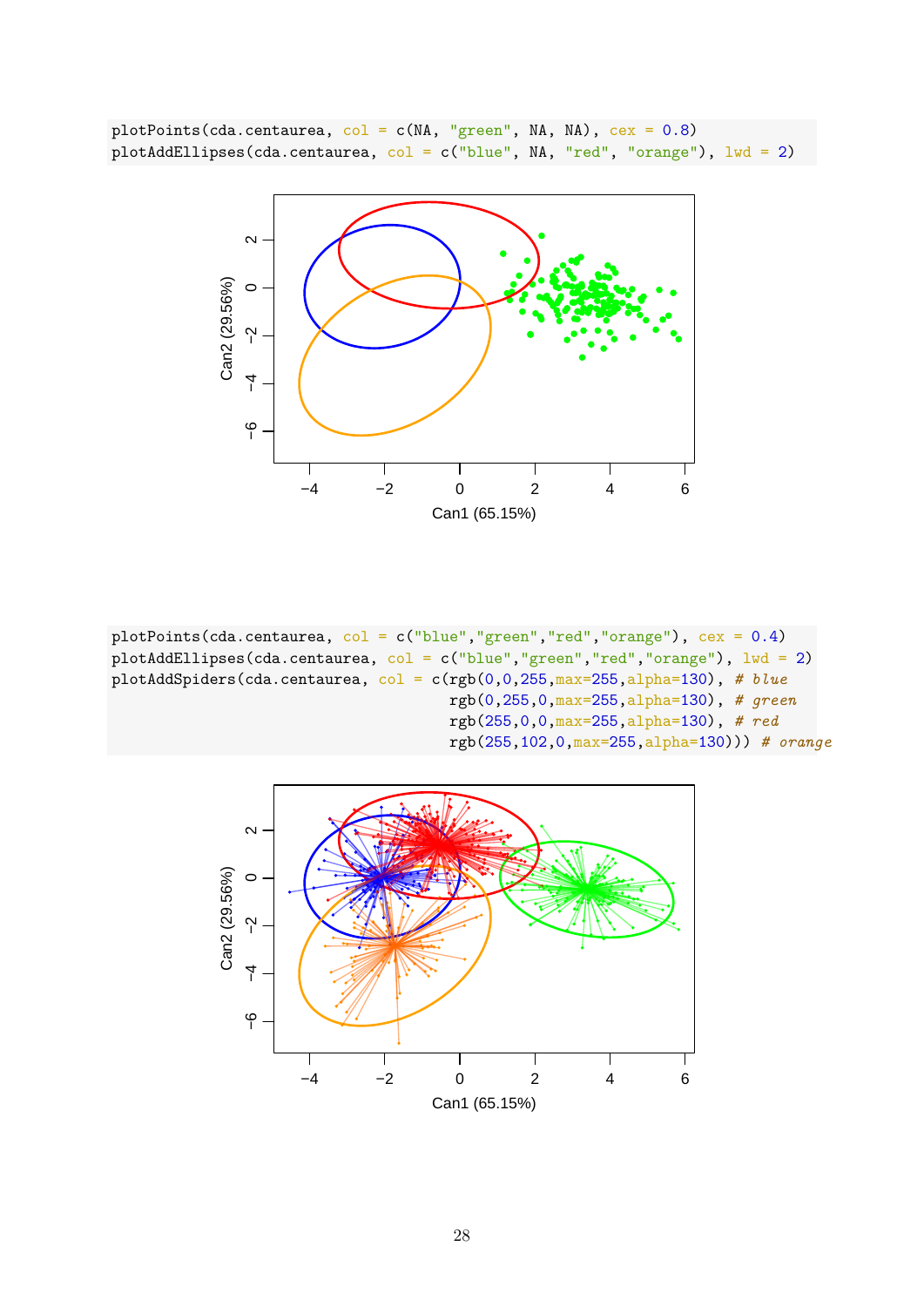```
plotPoints(cda.centaurea, col = c(NA, "green", NA, NA), cex = 0.8)
plotAddEllipses(cda.centaurea, col = c("blue", NA, "red", "orange"), lwd = 2)
```

```
plotPoints(cda.centaurea, col = c("blue","green","red","orange"), cex = 0.4)
plotAddEllipses(cda.centaurea, col = c("blue","green","red","orange"), lwd = 2)
plotAddSpiders(cda.centaurea, col = c(rgb(0,0,255,max=255,alpha=130), # blue
                                      rgb(0,255,0,max=255,alpha=130), # green
                                      rgb(255,0,0,max=255,alpha=130), # red
                                      rgb(255,102,0,max=255,alpha=130))) # orange
```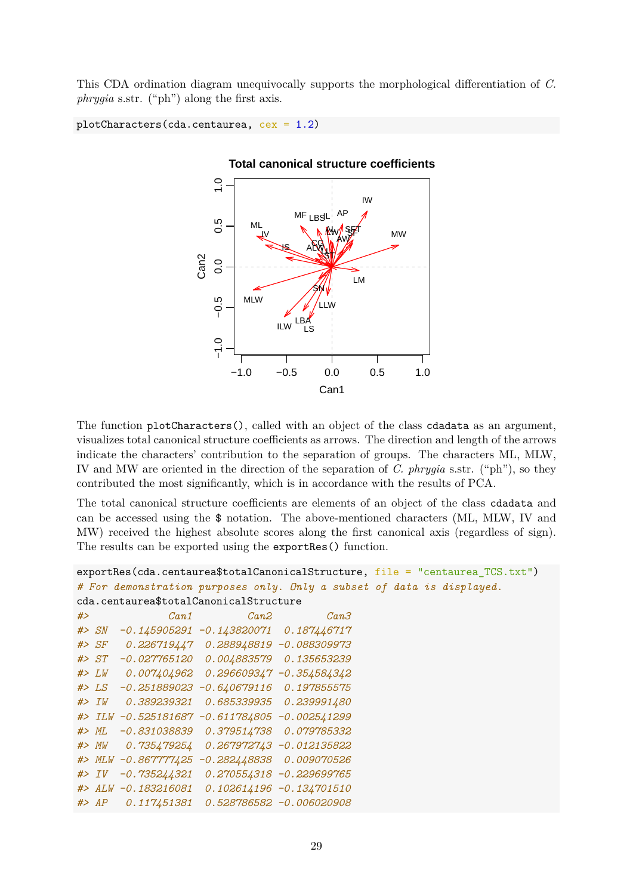This CDA ordination diagram unequivocally supports the morphological differentiation of *C. phrygia* s.str. ("ph") along the first axis.

```
plotCharacters(cda.centaurea, cex = 1.2)
```

The function `plotCharacters()`, called with an object of the class `cdadata` as an argument, visualizes total canonical structure coefficients as arrows. The direction and length of the arrows indicate the characters' contribution to the separation of groups. The characters ML, MLW, IV and MW are oriented in the direction of the separation of *C. phrygia* s.str. ("ph"), so they contributed the most significantly, which is in accordance with the results of PCA.

The total canonical structure coefficients are elements of an object of the class `cdadata` and can be accessed using the `$` notation. The above-mentioned characters (ML, MLW, IV and MW) received the highest absolute scores along the first canonical axis (regardless of sign). The results can be exported using the `exportRes()` function.

```
exportRes(cda.centaurea$totalCanonicalStructure, file = "centaurea_TCS.txt")
# For demonstration purposes only. Only a subset of data is displayed.
cda.centaurea$totalCanonicalStructure
#>             Can1         Can2         Can3
#> SN  -0.145905291 -0.143820071  0.187446717
#> SF   0.226719447  0.288948819 -0.088309973
#> ST  -0.027765120  0.004883579  0.135653239
#> LW   0.007404962  0.296609347 -0.354584342
#> LS  -0.251889023 -0.640679116  0.197855575
#> IW   0.389239321  0.685339935  0.239991480
#> ILW -0.525181687 -0.611784805 -0.002541299
#> ML  -0.831038839  0.379514738  0.079785332
#> MW   0.735479254  0.267972743 -0.012135822
#> MLW -0.867777425 -0.282448838  0.009070526
#> IV  -0.735244321  0.270554318 -0.229699765
#> ALW -0.183216081  0.102614196 -0.134701510
#> AP   0.117451381  0.528786582 -0.006020908
```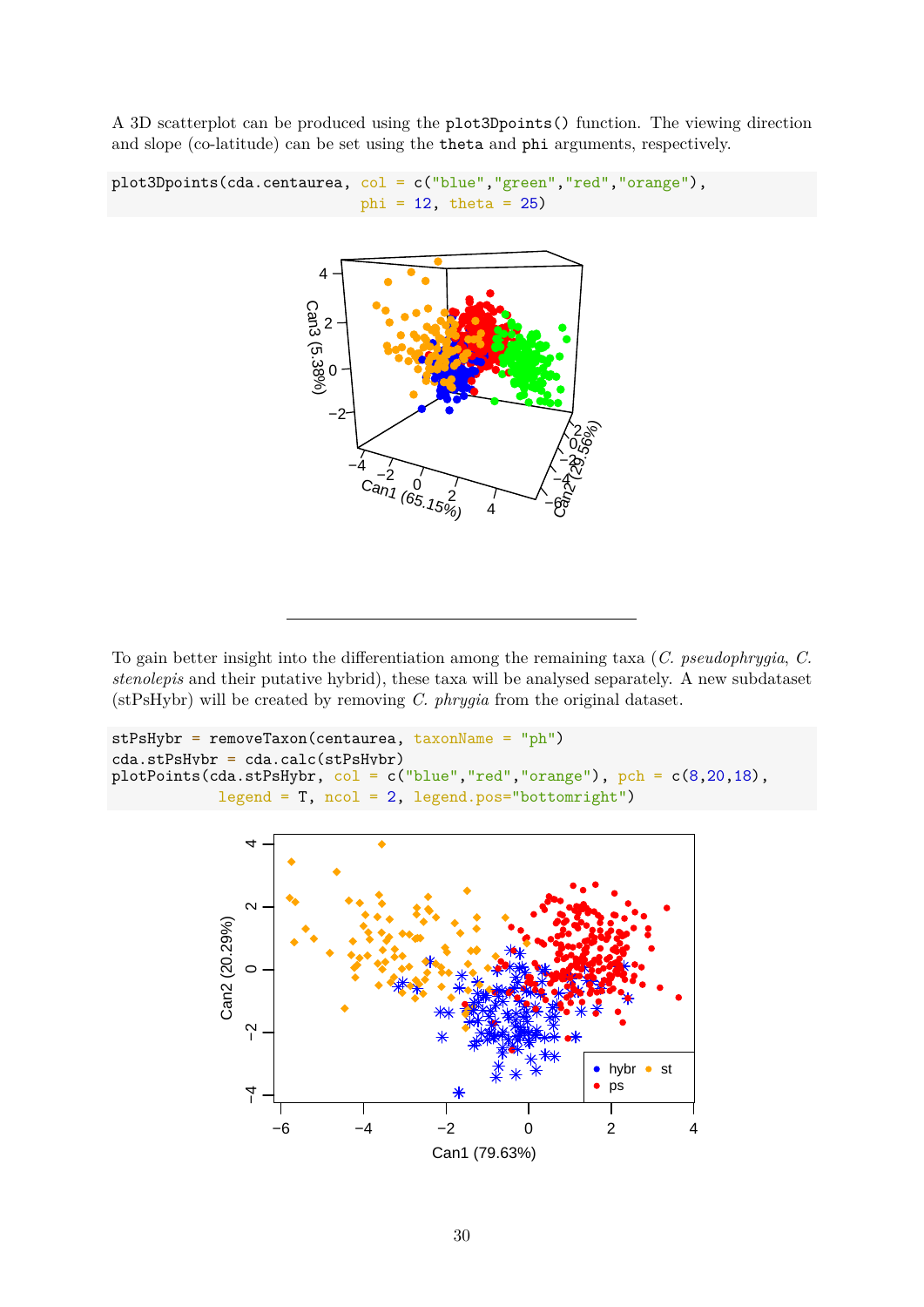A 3D scatterplot can be produced using the `plot3Dpoints()` function. The viewing direction and slope (co-latitude) can be set using the `theta` and `phi` arguments, respectively.

```
plot3Dpoints(cda.centaurea, col = c("blue","green","red","orange"),
             phi = 12, theta = 25)
```

To gain better insight into the differentiation among the remaining taxa (*C. pseudophrygia*, *C. stenolepis* and their putative hybrid), these taxa will be analysed separately. A new subdataset (stPsHybr) will be created by removing *C. phrygia* from the original dataset.

```
stPsHybr = removeTaxon(centaurea, taxonName = "ph")
cda.stPsHybr = cda.calc(stPsHybr)
plotPoints(cda.stPsHybr, col = c("blue","red","orange"), pch = c(8,20,18),
           legend = T, ncol = 2, legend.pos="bottomright")
```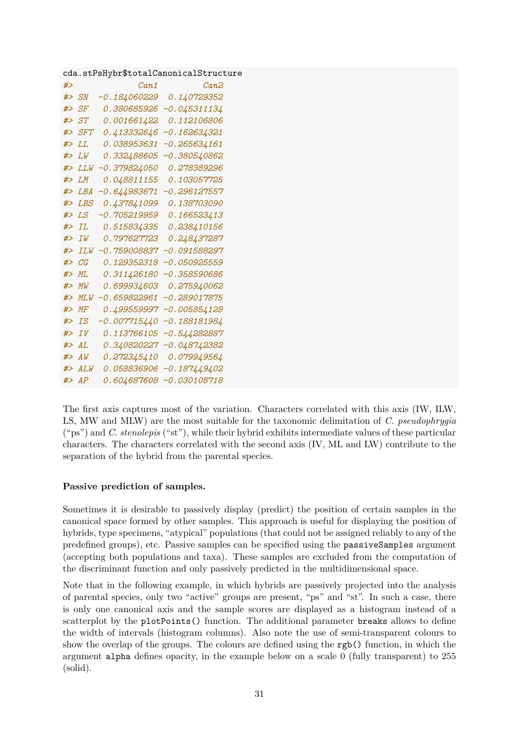```
cda.stPsHybr$totalCanonicalStructure
#>             Can1         Can2
#> SN  -0.184060229  0.140729352
#> SF   0.380685926 -0.045311134
#> ST   0.001661422  0.112106806
#> SFT  0.413332646 -0.162634321
#> LL   0.038953631 -0.265634161
#> LW   0.332488605 -0.380540862
#> LLW -0.379824050  0.278389296
#> LM   0.048811155  0.103057725
#> LBA -0.644983671 -0.296127557
#> LBS  0.437841099  0.138703090
#> LS  -0.705219959  0.166523413
#> IL   0.515834335  0.238410156
#> IW   0.797627723  0.248437287
#> ILW -0.759008837 -0.091588297
#> CG   0.129352318 -0.050925559
#> ML   0.311426180 -0.358590686
#> MW   0.699934603  0.275940062
#> MLW -0.659822961 -0.289017875
#> MF   0.499559997 -0.005854128
#> IS  -0.007715440 -0.188181984
#> IV   0.113766105 -0.544282887
#> AL   0.340820227 -0.048742382
#> AW   0.272345410  0.079949564
#> ALW  0.058836906 -0.187449402
#> AP   0.604687608 -0.030108718
```

The first axis captures most of the variation. Characters correlated with this axis (IW, ILW, LS, MW and MLW) are the most suitable for the taxonomic delimitation of *C. pseudophrygia* ("ps") and *C. stenolepis* ("st"), while their hybrid exhibits intermediate values of these particular characters. The characters correlated with the second axis (IV, ML and LW) contribute to the separation of the hybrid from the parental species.

**Passive prediction of samples.**

Sometimes it is desirable to passively display (predict) the position of certain samples in the canonical space formed by other samples. This approach is useful for displaying the position of hybrids, type specimens, "atypical" populations (that could not be assigned reliably to any of the predefined groups), etc. Passive samples can be specified using the `passiveSamples` argument (accepting both populations and taxa). These samples are excluded from the computation of the discriminant function and only passively predicted in the multidimensional space.

Note that in the following example, in which hybrids are passively projected into the analysis of parental species, only two "active" groups are present, "ps" and "st". In such a case, there is only one canonical axis and the sample scores are displayed as a histogram instead of a scatterplot by the `plotPoints()` function. The additional parameter `breaks` allows to define the width of intervals (histogram columns). Also note the use of semi-transparent colours to show the overlap of the groups. The colours are defined using the `rgb()` function, in which the argument `alpha` defines opacity, in the example below on a scale 0 (fully transparent) to 255 (solid).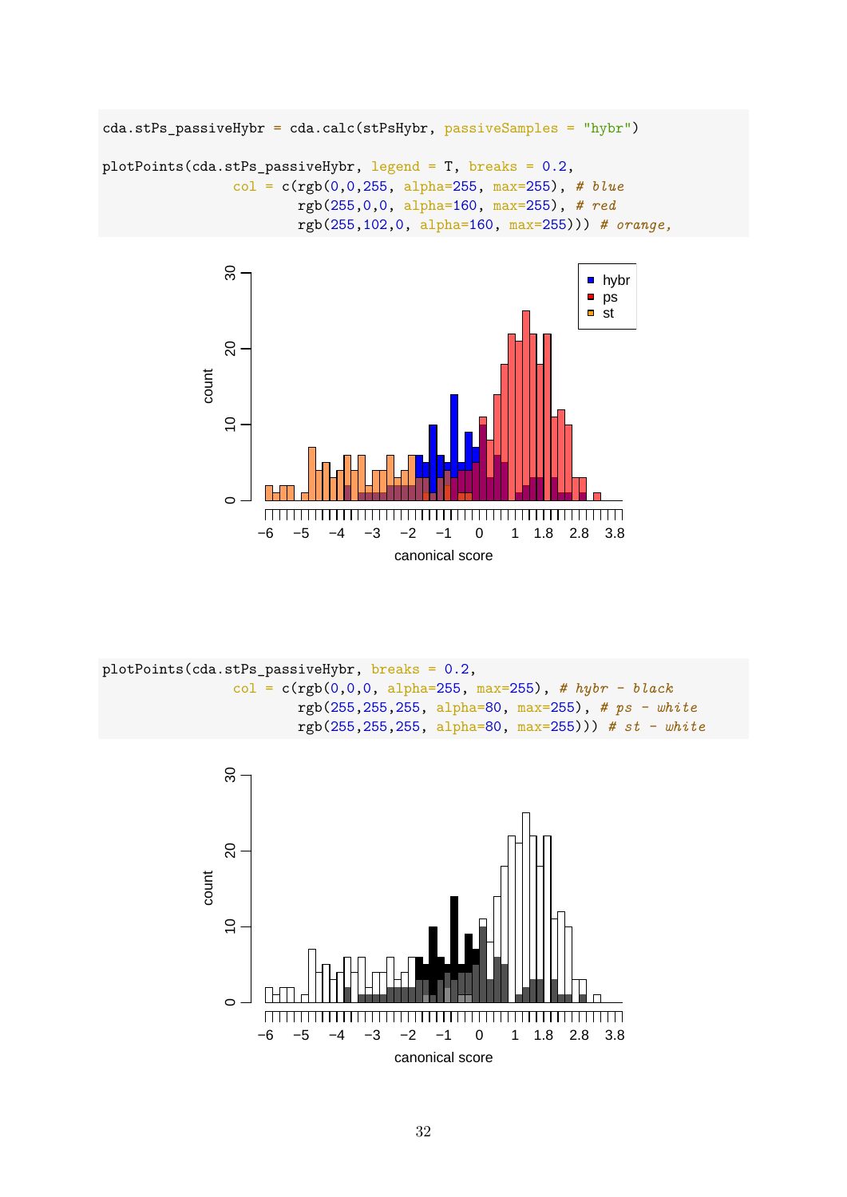```
cda.stPs_passiveHybr = cda.calc(stPsHybr, passiveSamples = "hybr")

plotPoints(cda.stPs_passiveHybr, legend = T, breaks = 0.2,
           col = c(rgb(0,0,255, alpha=255, max=255), # blue
                   rgb(255,0,0, alpha=160, max=255), # red
                   rgb(255,102,0, alpha=160, max=255))) # orange,
```

```
plotPoints(cda.stPs_passiveHybr, breaks = 0.2,
           col = c(rgb(0,0,0, alpha=255, max=255), # hybr - black
                   rgb(255,255,255, alpha=80, max=255), # ps - white
                   rgb(255,255,255, alpha=80, max=255))) # st - white
```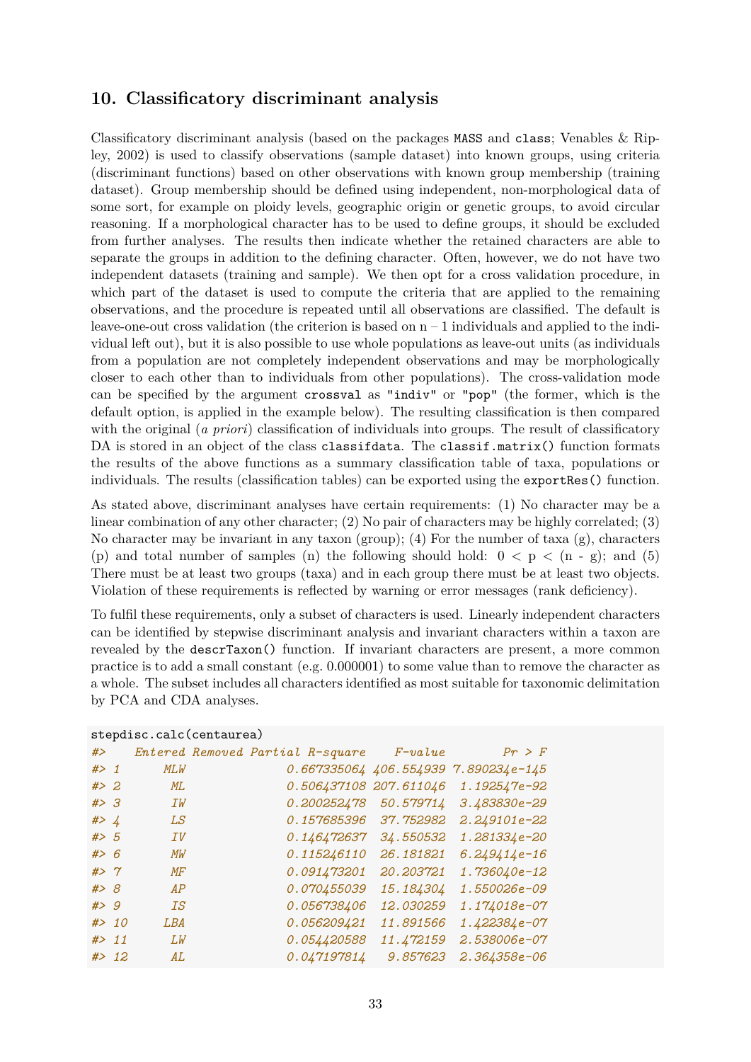## 10. Classificatory discriminant analysis

Classificatory discriminant analysis (based on the packages `MASS` and `class`; Venables & Ripley, 2002) is used to classify observations (sample dataset) into known groups, using criteria (discriminant functions) based on other observations with known group membership (training dataset). Group membership should be defined using independent, non-morphological data of some sort, for example on ploidy levels, geographic origin or genetic groups, to avoid circular reasoning. If a morphological character has to be used to define groups, it should be excluded from further analyses. The results then indicate whether the retained characters are able to separate the groups in addition to the defining character. Often, however, we do not have two independent datasets (training and sample). We then opt for a cross validation procedure, in which part of the dataset is used to compute the criteria that are applied to the remaining observations, and the procedure is repeated until all observations are classified. The default is leave-one-out cross validation (the criterion is based on n – 1 individuals and applied to the individual left out), but it is also possible to use whole populations as leave-out units (as individuals from a population are not completely independent observations and may be morphologically closer to each other than to individuals from other populations). The cross-validation mode can be specified by the argument `crossval` as `"indiv"` or `"pop"` (the former, which is the default option, is applied in the example below). The resulting classification is then compared with the original (*a priori*) classification of individuals into groups. The result of classificatory DA is stored in an object of the class `classifdata`. The `classif.matrix()` function formats the results of the above functions as a summary classification table of taxa, populations or individuals. The results (classification tables) can be exported using the `exportRes()` function.

As stated above, discriminant analyses have certain requirements: (1) No character may be a linear combination of any other character; (2) No pair of characters may be highly correlated; (3) No character may be invariant in any taxon (group); (4) For the number of taxa (g), characters (p) and total number of samples (n) the following should hold: $0 < p < (n - g)$; and (5) There must be at least two groups (taxa) and in each group there must be at least two objects. Violation of these requirements is reflected by warning or error messages (rank deficiency).

To fulfil these requirements, only a subset of characters is used. Linearly independent characters can be identified by stepwise discriminant analysis and invariant characters within a taxon are revealed by the `descrTaxon()` function. If invariant characters are present, a more common practice is to add a small constant (e.g. 0.000001) to some value than to remove the character as a whole. The subset includes all characters identified as most suitable for taxonomic delimitation by PCA and CDA analyses.

```
stepdisc.calc(centaurea)
#>    Entered Removed Partial R-square    F-value        Pr > F
#> 1      MLW              0.667335064 406.554939 7.890234e-145
#> 2       ML              0.506437108 207.611046  1.192547e-92
#> 3       IW              0.200252478  50.579714  3.483830e-29
#> 4       LS              0.157685396  37.752982  2.249101e-22
#> 5       IV              0.146472637  34.550532  1.281334e-20
#> 6       MW              0.115246110  26.181821  6.249414e-16
#> 7       MF              0.091473201  20.203721  1.736040e-12
#> 8       AP              0.070455039  15.184304  1.550026e-09
#> 9       IS              0.056738406  12.030259  1.174018e-07
#> 10     LBA              0.056209421  11.891566  1.422384e-07
#> 11      LW              0.054420588  11.472159  2.538006e-07
#> 12      AL              0.047197814   9.857623  2.364358e-06
```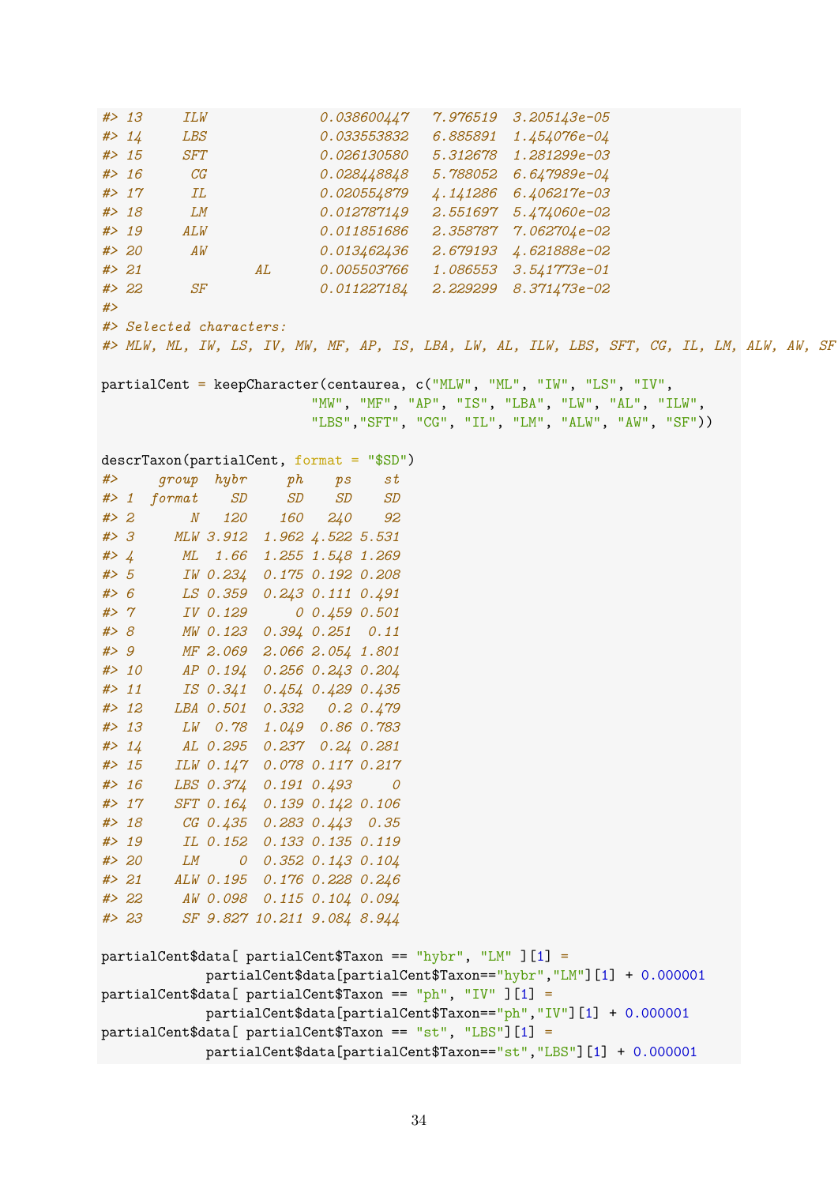```
#> 13     ILW             0.038600447   7.976519  3.205143e-05
#> 14     LBS             0.033553832   6.885891  1.454076e-04
#> 15     SFT             0.026130580   5.312678  1.281299e-03
#> 16      CG             0.028448848   5.788052  6.647989e-04
#> 17      IL             0.020554879   4.141286  6.406217e-03
#> 18      LM             0.012787149   2.551697  5.474060e-02
#> 19     ALW             0.011851686   2.358787  7.062704e-02
#> 20      AW             0.013462436   2.679193  4.621888e-02
#> 21              AL      0.005503766   1.086553  3.541773e-01
#> 22      SF             0.011227184   2.229299  8.371473e-02
#>
#> Selected characters:
#> MLW, ML, IW, LS, IV, MW, MF, AP, IS, LBA, LW, AL, ILW, LBS, SFT, CG, IL, LM, ALW, AW, SF

partialCent = keepCharacter(centaurea, c("MLW", "ML", "IW", "LS", "IV",
                         "MW", "MF", "AP", "IS", "LBA", "LW", "AL", "ILW",
                         "LBS","SFT", "CG", "IL", "LM", "ALW", "AW", "SF"))

descrTaxon(partialCent, format = "$SD")
#>     group  hybr     ph    ps    st
#> 1  format    SD     SD    SD    SD
#> 2       N   120    160   240    92
#> 3     MLW 3.912  1.962 4.522 5.531
#> 4      ML  1.66  1.255 1.548 1.269
#> 5      IW 0.234  0.175 0.192 0.208
#> 6      LS 0.359  0.243 0.111 0.491
#> 7      IV 0.129      0 0.459 0.501
#> 8      MW 0.123  0.394 0.251  0.11
#> 9      MF 2.069  2.066 2.054 1.801
#> 10     AP 0.194  0.256 0.243 0.204
#> 11     IS 0.341  0.454 0.429 0.435
#> 12    LBA 0.501  0.332   0.2 0.479
#> 13     LW  0.78  1.049  0.86 0.783
#> 14     AL 0.295  0.237  0.24 0.281
#> 15    ILW 0.147  0.078 0.117 0.217
#> 16    LBS 0.374  0.191 0.493     0
#> 17    SFT 0.164  0.139 0.142 0.106
#> 18     CG 0.435  0.283 0.443  0.35
#> 19     IL 0.152  0.133 0.135 0.119
#> 20     LM     0  0.352 0.143 0.104
#> 21    ALW 0.195  0.176 0.228 0.246
#> 22     AW 0.098  0.115 0.104 0.094
#> 23     SF 9.827 10.211 9.084 8.944

partialCent$data[ partialCent$Taxon == "hybr", "LM" ][1] =
           partialCent$data[partialCent$Taxon=="hybr","LM"][1] + 0.000001
partialCent$data[ partialCent$Taxon == "ph", "IV" ][1] =
           partialCent$data[partialCent$Taxon=="ph","IV"][1] + 0.000001
partialCent$data[ partialCent$Taxon == "st", "LBS" ][1] =
           partialCent$data[partialCent$Taxon=="st","LBS"][1] + 0.000001
```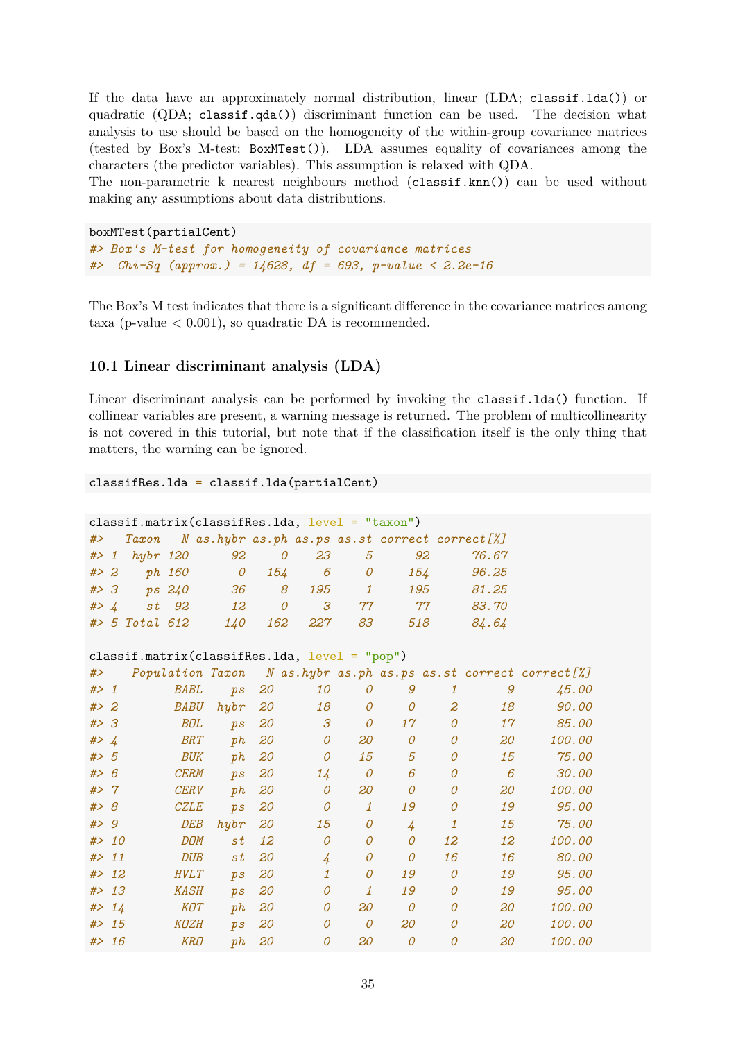If the data have an approximately normal distribution, linear (LDA; `classif.lda()`) or quadratic (QDA; `classif.qda()`) discriminant function can be used. The decision what analysis to use should be based on the homogeneity of the within-group covariance matrices (tested by Box's M-test; `BoxMTest()`). LDA assumes equality of covariances among the characters (the predictor variables). This assumption is relaxed with QDA.
The non-parametric k nearest neighbours method (`classif.knn()`) can be used without making any assumptions about data distributions.

```
boxMTest(partialCent)
#> Box's M-test for homogeneity of covariance matrices
#>  Chi-Sq (approx.) = 14628, df = 693, p-value < 2.2e-16
```

The Box's M test indicates that there is a significant difference in the covariance matrices among taxa (p-value $< 0.001$), so quadratic DA is recommended.

### 10.1 Linear discriminant analysis (LDA)

Linear discriminant analysis can be performed by invoking the `classif.lda()` function. If collinear variables are present, a warning message is returned. The problem of multicollinearity is not covered in this tutorial, but note that if the classification itself is the only thing that matters, the warning can be ignored.

```
classifRes.lda = classif.lda(partialCent)
```

```
classif.matrix(classifRes.lda, level = "taxon")
#>   Taxon   N as.hybr as.ph as.ps as.st correct correct[%]
#> 1  hybr 120      92     0    23     5      92      76.67
#> 2    ph 160       0   154     6     0     154      96.25
#> 3    ps 240      36     8   195     1     195      81.25
#> 4    st  92      12     0     3    77      77      83.70
#> 5 Total 612     140   162   227    83     518      84.64

classif.matrix(classifRes.lda, level = "pop")
#>    Population Taxon  N as.hybr as.ph as.ps as.st correct correct[%]
#> 1        BABL    ps 20      10     0     9     1       9      45.00
#> 2        BABU  hybr 20      18     0     0     2      18      90.00
#> 3         BOL    ps 20       3     0    17     0      17      85.00
#> 4         BRT    ph 20       0    20     0     0      20     100.00
#> 5         BUK    ph 20       0    15     5     0      15      75.00
#> 6        CERM    ps 20      14     0     6     0       6      30.00
#> 7        CERV    ph 20       0    20     0     0      20     100.00
#> 8        CZLE    ps 20       0     1    19     0      19      95.00
#> 9         DEB  hybr 20      15     0     4     1      15      75.00
#> 10        DOM    st 12       0     0     0    12      12     100.00
#> 11        DUB    st 20       4     0     0    16      16      80.00
#> 12       HVLT    ps 20       1     0    19     0      19      95.00
#> 13       KASH    ps 20       0     1    19     0      19      95.00
#> 14        KOT    ph 20       0    20     0     0      20     100.00
#> 15       KOZH    ps 20       0     0    20     0      20     100.00
#> 16        KRO    ph 20       0    20     0     0      20     100.00
```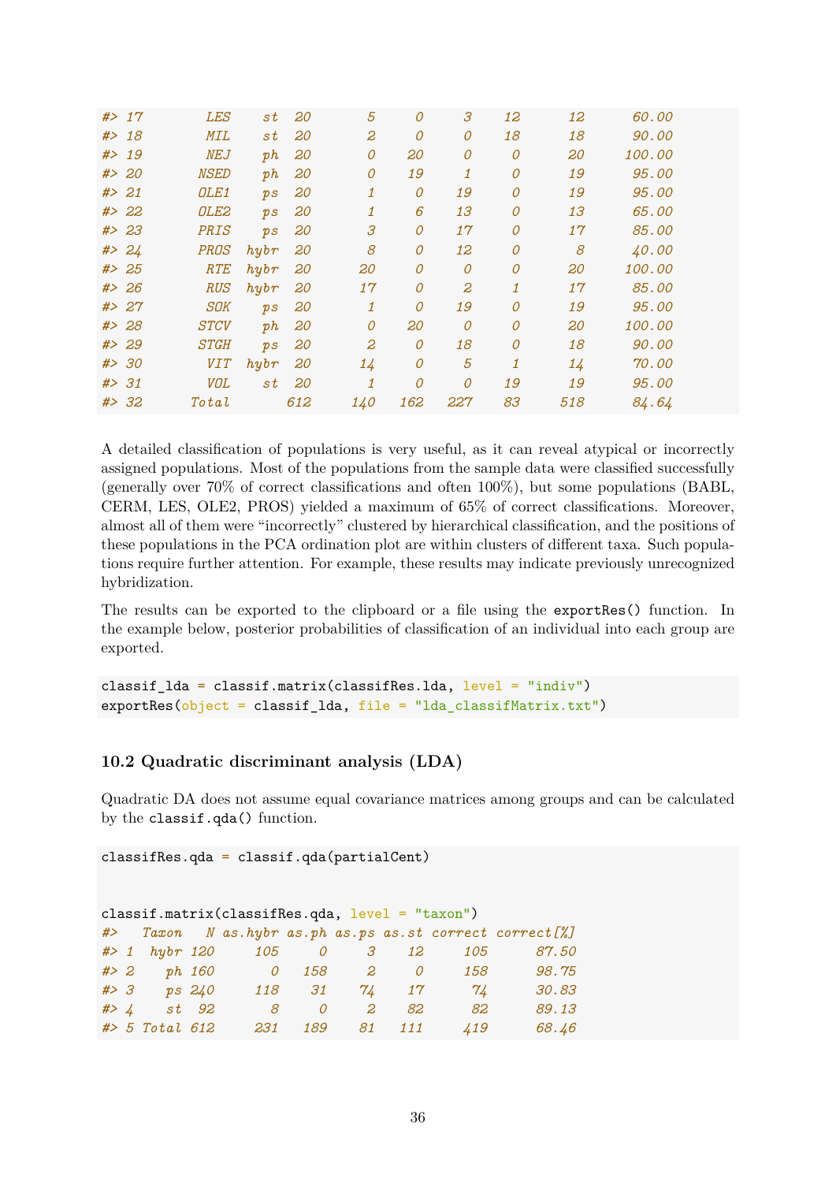```
#> 17      LES    st  20       5      0      3     12      12      60.00
#> 18      MIL    st  20       2      0      0     18      18      90.00
#> 19      NEJ    ph  20       0     20      0      0      20     100.00
#> 20     NSED    ph  20       0     19      1      0      19      95.00
#> 21     OLE1    ps  20       1      0     19      0      19      95.00
#> 22     OLE2    ps  20       1      6     13      0      13      65.00
#> 23     PRIS    ps  20       3      0     17      0      17      85.00
#> 24     PROS  hybr  20       8      0     12      0       8      40.00
#> 25      RTE  hybr  20      20      0      0      0      20     100.00
#> 26      RUS  hybr  20      17      0      2      1      17      85.00
#> 27      SOK    ps  20       1      0     19      0      19      95.00
#> 28     STCV    ph  20       0     20      0      0      20     100.00
#> 29     STGH    ps  20       2      0     18      0      18      90.00
#> 30      VIT  hybr  20      14      0      5      1      14      70.00
#> 31      VOL    st  20       1      0      0     19      19      95.00
#> 32    Total       612     140    162    227     83     518      84.64
```

A detailed classification of populations is very useful, as it can reveal atypical or incorrectly assigned populations. Most of the populations from the sample data were classified successfully (generally over 70% of correct classifications and often 100%), but some populations (BABL, CERM, LES, OLE2, PROS) yielded a maximum of 65% of correct classifications. Moreover, almost all of them were "incorrectly" clustered by hierarchical classification, and the positions of these populations in the PCA ordination plot are within clusters of different taxa. Such populations require further attention. For example, these results may indicate previously unrecognized hybridization.

The results can be exported to the clipboard or a file using the `exportRes()` function. In the example below, posterior probabilities of classification of an individual into each group are exported.

```
classif_lda = classif.matrix(classifRes.lda, level = "indiv")
exportRes(object = classif_lda, file = "lda_classifMatrix.txt")
```

### 10.2 Quadratic discriminant analysis (LDA)

Quadratic DA does not assume equal covariance matrices among groups and can be calculated by the `classif.qda()` function.

```
classifRes.qda = classif.qda(partialCent)


classif.matrix(classifRes.qda, level = "taxon")
#>   Taxon   N as.hybr as.ph as.ps as.st correct correct[%]
#> 1  hybr 120     105     0     3    12     105      87.50
#> 2    ph 160       0   158     2     0     158      98.75
#> 3    ps 240     118    31    74    17      74      30.83
#> 4    st  92       8     0     2    82      82      89.13
#> 5 Total 612     231   189    81   111     419      68.46
```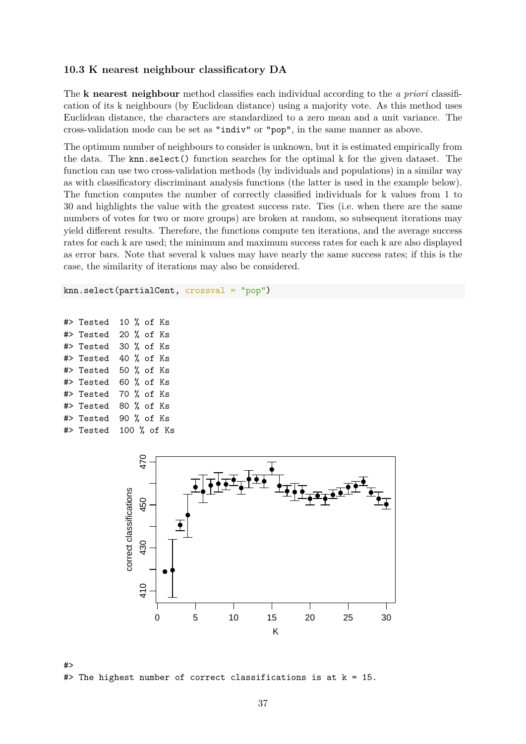### 10.3 K nearest neighbour classificatory DA

The **k nearest neighbour** method classifies each individual according to the *a priori* classification of its k neighbours (by Euclidean distance) using a majority vote. As this method uses Euclidean distance, the characters are standardized to a zero mean and a unit variance. The cross-validation mode can be set as "indiv" or "pop", in the same manner as above.

The optimum number of neighbours to consider is unknown, but it is estimated empirically from the data. The knn.select() function searches for the optimal k for the given dataset. The function can use two cross-validation methods (by individuals and populations) in a similar way as with classificatory discriminant analysis functions (the latter is used in the example below). The function computes the number of correctly classified individuals for k values from 1 to 30 and highlights the value with the greatest success rate. Ties (i.e. when there are the same numbers of votes for two or more groups) are broken at random, so subsequent iterations may yield different results. Therefore, the functions compute ten iterations, and the average success rates for each k are used; the minimum and maximum success rates for each k are also displayed as error bars. Note that several k values may have nearly the same success rates; if this is the case, the similarity of iterations may also be considered.

```
knn.select(partialCent, crossval = "pop")
```

```
#> Tested  10 % of Ks
#> Tested  20 % of Ks
#> Tested  30 % of Ks
#> Tested  40 % of Ks
#> Tested  50 % of Ks
#> Tested  60 % of Ks
#> Tested  70 % of Ks
#> Tested  80 % of Ks
#> Tested  90 % of Ks
#> Tested  100 % of Ks
```

```
#>
#> The highest number of correct classifications is at k = 15.
```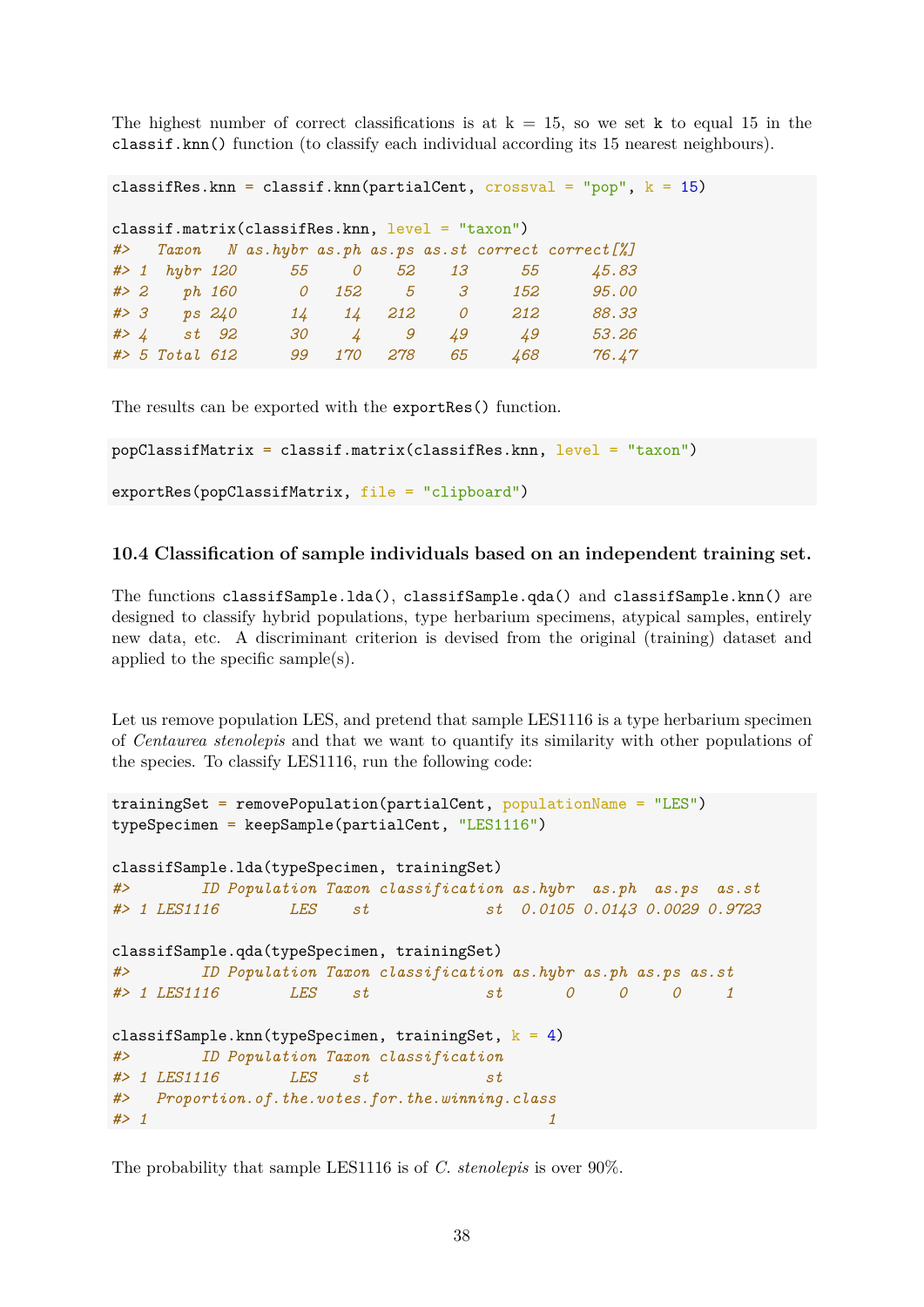The highest number of correct classifications is at k = 15, so we set `k` to equal 15 in the `classif.knn()` function (to classify each individual according its 15 nearest neighbours).

```
classifRes.knn = classif.knn(partialCent, crossval = "pop", k = 15)

classif.matrix(classifRes.knn, level = "taxon")
#>   Taxon   N as.hybr as.ph as.ps as.st correct correct[%]
#> 1  hybr 120      55     0    52    13      55      45.83
#> 2    ph 160       0   152     5     3     152      95.00
#> 3    ps 240      14    14   212     0     212      88.33
#> 4    st  92      30     4     9    49      49      53.26
#> 5 Total 612      99   170   278    65     468      76.47
```

The results can be exported with the `exportRes()` function.

```
popClassifMatrix = classif.matrix(classifRes.knn, level = "taxon")

exportRes(popClassifMatrix, file = "clipboard")
```

### 10.4 Classification of sample individuals based on an independent training set.

The functions `classifSample.lda()`, `classifSample.qda()` and `classifSample.knn()` are designed to classify hybrid populations, type herbarium specimens, atypical samples, entirely new data, etc. A discriminant criterion is devised from the original (training) dataset and applied to the specific sample(s).

Let us remove population LES, and pretend that sample LES1116 is a type herbarium specimen of *Centaurea stenolepis* and that we want to quantify its similarity with other populations of the species. To classify LES1116, run the following code:

```
trainingSet = removePopulation(partialCent, populationName = "LES")
typeSpecimen = keepSample(partialCent, "LES1116")

classifSample.lda(typeSpecimen, trainingSet)
#>        ID Population Taxon classification as.hybr  as.ph  as.ps  as.st
#> 1 LES1116        LES    st             st  0.0105 0.0143 0.0029 0.9723

classifSample.qda(typeSpecimen, trainingSet)
#>        ID Population Taxon classification as.hybr as.ph as.ps as.st
#> 1 LES1116        LES    st             st       0     0     0     1

classifSample.knn(typeSpecimen, trainingSet, k = 4)
#>        ID Population Taxon classification
#> 1 LES1116        LES    st             st
#>   Proportion.of.the.votes.for.the.winning.class
#> 1                                             1
```

The probability that sample LES1116 is of *C. stenolepis* is over 90%.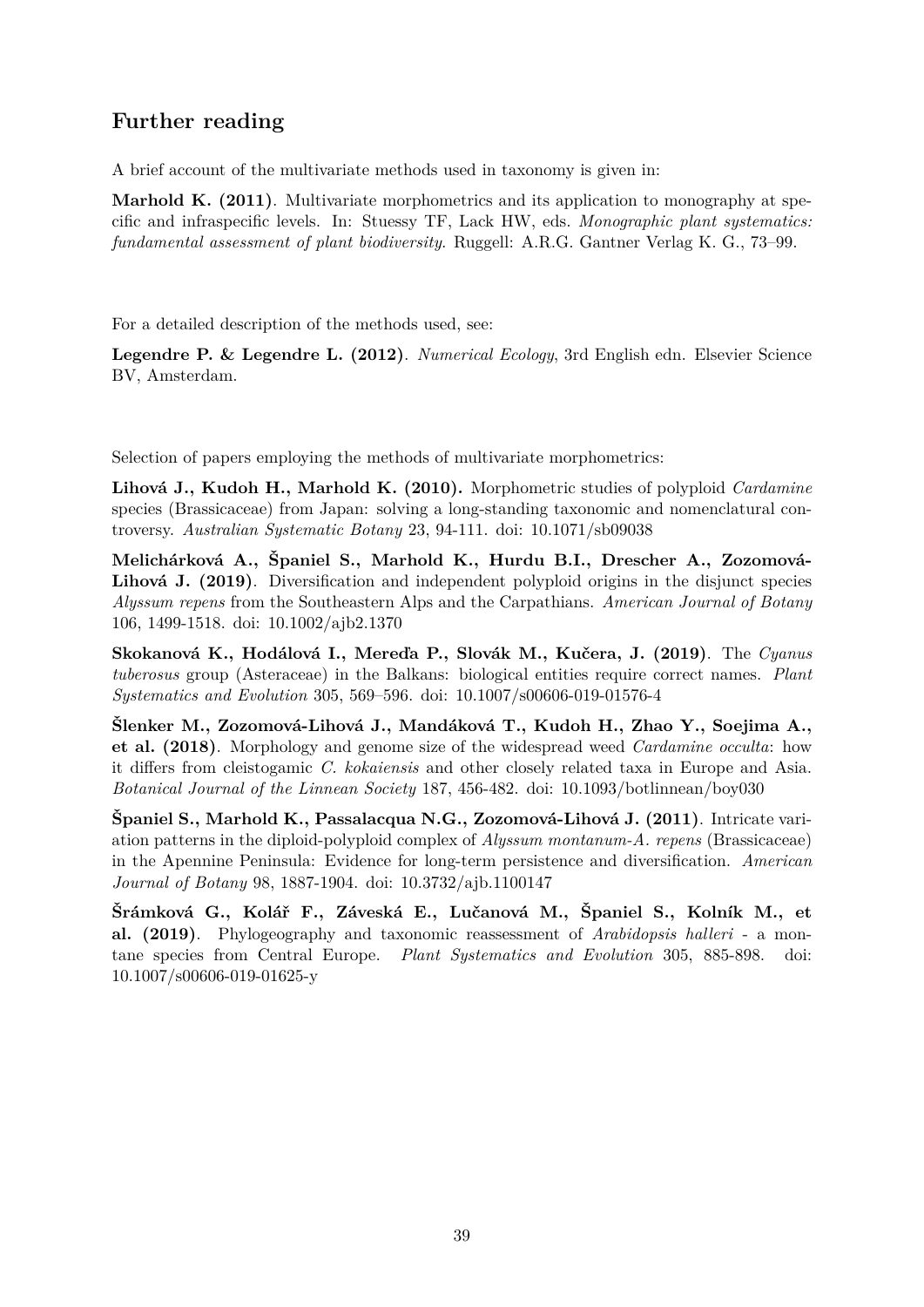## Further reading

A brief account of the multivariate methods used in taxonomy is given in:

**Marhold K. (2011)**. Multivariate morphometrics and its application to monography at specific and infraspecific levels. In: Stuessy TF, Lack HW, eds. *Monographic plant systematics: fundamental assessment of plant biodiversity*. Ruggell: A.R.G. Gantner Verlag K. G., 73–99.

For a detailed description of the methods used, see:

**Legendre P. & Legendre L. (2012)**. *Numerical Ecology*, 3rd English edn. Elsevier Science BV, Amsterdam.

Selection of papers employing the methods of multivariate morphometrics:

**Lihová J., Kudoh H., Marhold K. (2010).** Morphometric studies of polyploid *Cardamine* species (Brassicaceae) from Japan: solving a long-standing taxonomic and nomenclatural controversy. *Australian Systematic Botany* 23, 94-111. doi: 10.1071/sb09038

**Melichárková A., Španiel S., Marhold K., Hurdu B.I., Drescher A., Zozomová-Lihová J. (2019)**. Diversification and independent polyploid origins in the disjunct species *Alyssum repens* from the Southeastern Alps and the Carpathians. *American Journal of Botany* 106, 1499-1518. doi: 10.1002/ajb2.1370

**Skokanová K., Hodálová I., Mereďa P., Slovák M., Kučera, J. (2019)**. The *Cyanus tuberosus* group (Asteraceae) in the Balkans: biological entities require correct names. *Plant Systematics and Evolution* 305, 569–596. doi: 10.1007/s00606-019-01576-4

**Šlenker M., Zozomová-Lihová J., Mandáková T., Kudoh H., Zhao Y., Soejima A., et al. (2018)**. Morphology and genome size of the widespread weed *Cardamine occulta*: how it differs from cleistogamic *C. kokaiensis* and other closely related taxa in Europe and Asia. *Botanical Journal of the Linnean Society* 187, 456-482. doi: 10.1093/botlinnean/boy030

**Španiel S., Marhold K., Passalacqua N.G., Zozomová-Lihová J. (2011)**. Intricate variation patterns in the diploid-polyploid complex of *Alyssum montanum-A. repens* (Brassicaceae) in the Apennine Peninsula: Evidence for long-term persistence and diversification. *American Journal of Botany* 98, 1887-1904. doi: 10.3732/ajb.1100147

**Šrámková G., Kolář F., Záveská E., Lučanová M., Španiel S., Kolník M., et al. (2019)**. Phylogeography and taxonomic reassessment of *Arabidopsis halleri* - a montane species from Central Europe. *Plant Systematics and Evolution* 305, 885-898. doi: 10.1007/s00606-019-01625-y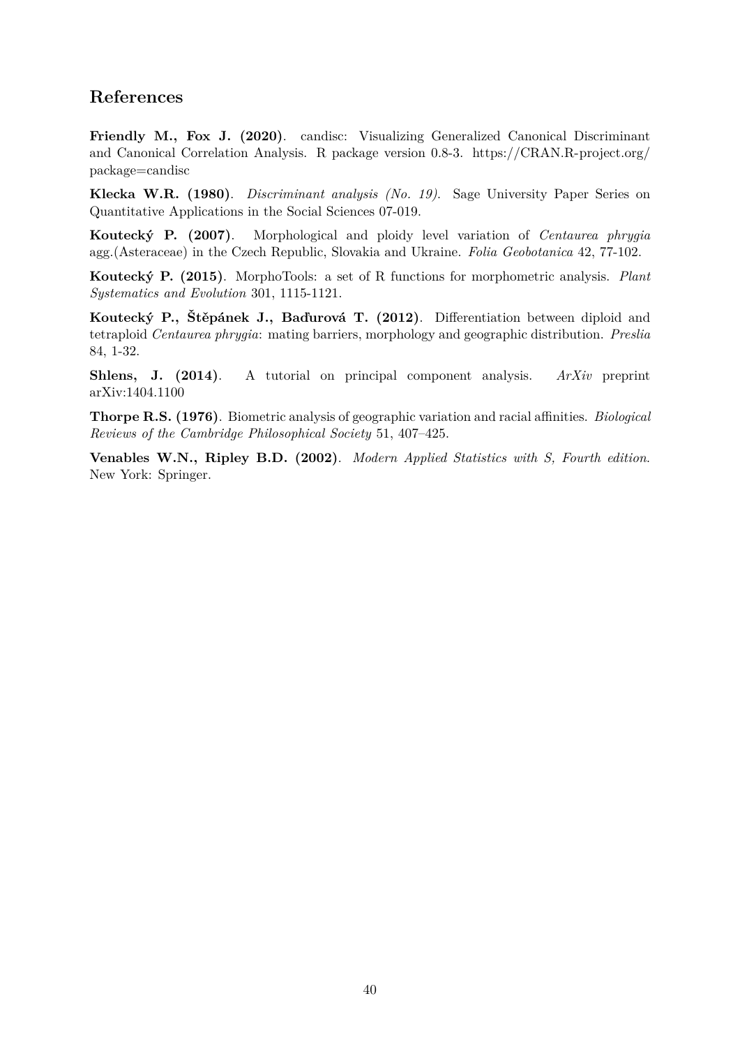## References

**Friendly M., Fox J. (2020)**. candisc: Visualizing Generalized Canonical Discriminant and Canonical Correlation Analysis. R package version 0.8-3. https://CRAN.R-project.org/package=candisc

**Klecka W.R. (1980)**. *Discriminant analysis (No. 19).* Sage University Paper Series on Quantitative Applications in the Social Sciences 07-019.

**Koutecký P. (2007)**. Morphological and ploidy level variation of *Centaurea phrygia* agg.(Asteraceae) in the Czech Republic, Slovakia and Ukraine. *Folia Geobotanica* 42, 77-102.

**Koutecký P. (2015)**. MorphoTools: a set of R functions for morphometric analysis. *Plant Systematics and Evolution* 301, 1115-1121.

**Koutecký P., Štěpánek J., Baďurová T. (2012)**. Differentiation between diploid and tetraploid *Centaurea phrygia*: mating barriers, morphology and geographic distribution. *Preslia* 84, 1-32.

**Shlens, J. (2014)**. A tutorial on principal component analysis. *ArXiv* preprint arXiv:1404.1100

**Thorpe R.S. (1976)**. Biometric analysis of geographic variation and racial affinities. *Biological Reviews of the Cambridge Philosophical Society* 51, 407–425.

**Venables W.N., Ripley B.D. (2002)**. *Modern Applied Statistics with S, Fourth edition.* New York: Springer.